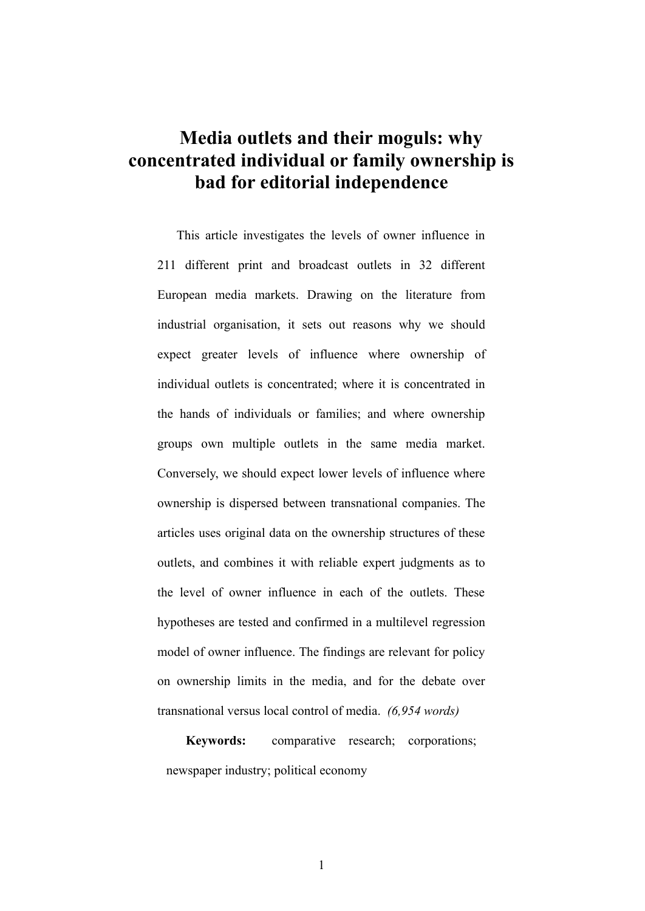# Media outlets and their moguls: why concentrated individual or family ownership is bad for editorial independence

This article investigates the levels of owner influence in 211 different print and broadcast outlets in 32 different European media markets. Drawing on the literature from industrial organisation, it sets out reasons why we should expect greater levels of influence where ownership of individual outlets is concentrated; where it is concentrated in the hands of individuals or families; and where ownership groups own multiple outlets in the same media market. Conversely, we should expect lower levels of influence where ownership is dispersed between transnational companies. The articles uses original data on the ownership structures of these outlets, and combines it with reliable expert judgments as to the level of owner influence in each of the outlets. These hypotheses are tested and confirmed in a multilevel regression model of owner influence. The findings are relevant for policy on ownership limits in the media, and for the debate over transnational versus local control of media. *(6,954 words)*

**Keywords:** comparative research; corporations; newspaper industry; political economy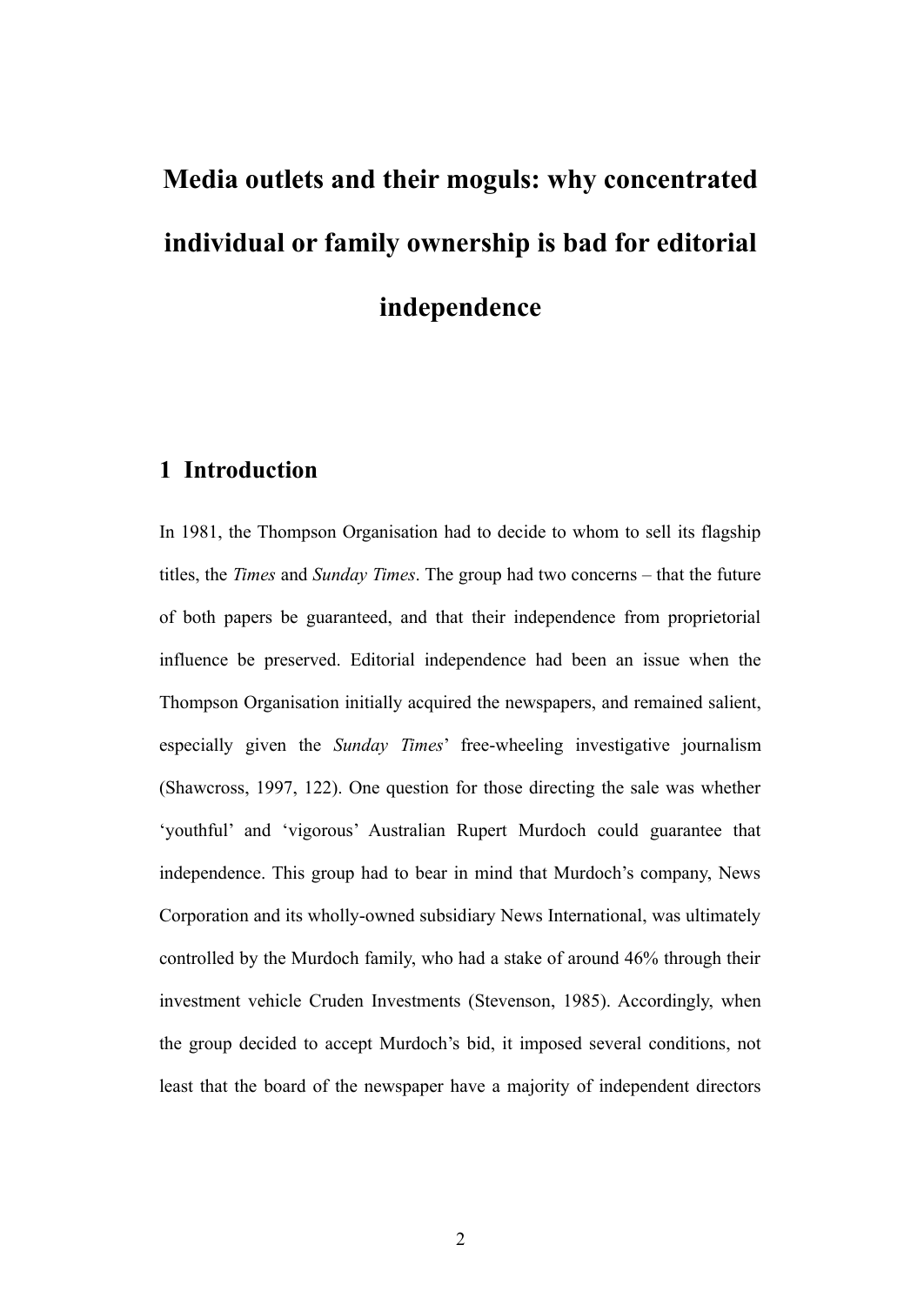# Media outlets and their moguls: why concentrated individual or family ownership is bad for editorial independence

## 1 Introduction

In 1981, the Thompson Organisation had to decide to whom to sell its flagship titles, the *Times* and *Sunday Times*. The group had two concerns – that the future of both papers be guaranteed, and that their independence from proprietorial influence be preserved. Editorial independence had been an issue when the Thompson Organisation initially acquired the newspapers, and remained salient, especially given the *Sunday Times*' free-wheeling investigative journalism (Shawcross, 1997, 122). One question for those directing the sale was whether 'youthful' and 'vigorous' Australian Rupert Murdoch could guarantee that independence. This group had to bear in mind that Murdoch's company, News Corporation and its wholly-owned subsidiary News International, was ultimately controlled by the Murdoch family, who had a stake of around 46% through their investment vehicle Cruden Investments (Stevenson, 1985). Accordingly, when the group decided to accept Murdoch's bid, it imposed several conditions, not least that the board of the newspaper have a majority of independent directors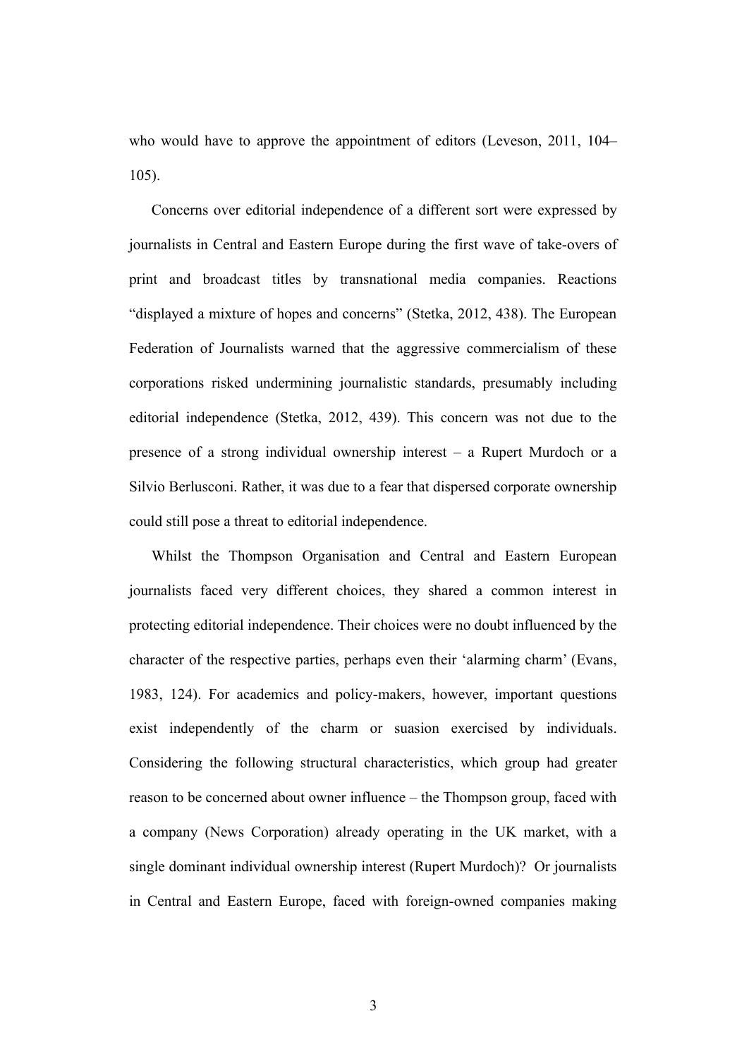who would have to approve the appointment of editors (Leveson, 2011, 104–105).

Concerns over editorial independence of a different sort were expressed by journalists in Central and Eastern Europe during the first wave of take-overs of print and broadcast titles by transnational media companies. Reactions "displayed a mixture of hopes and concerns" (Stetka, 2012, 438). The European Federation of Journalists warned that the aggressive commercialism of these corporations risked undermining journalistic standards, presumably including editorial independence (Stetka, 2012, 439). This concern was not due to the presence of a strong individual ownership interest – a Rupert Murdoch or a Silvio Berlusconi. Rather, it was due to a fear that dispersed corporate ownership could still pose a threat to editorial independence.

Whilst the Thompson Organisation and Central and Eastern European journalists faced very different choices, they shared a common interest in protecting editorial independence. Their choices were no doubt influenced by the character of the respective parties, perhaps even their 'alarming charm' (Evans, 1983, 124). For academics and policy-makers, however, important questions exist independently of the charm or suasion exercised by individuals. Considering the following structural characteristics, which group had greater reason to be concerned about owner influence – the Thompson group, faced with a company (News Corporation) already operating in the UK market, with a single dominant individual ownership interest (Rupert Murdoch)? Or journalists in Central and Eastern Europe, faced with foreign-owned companies making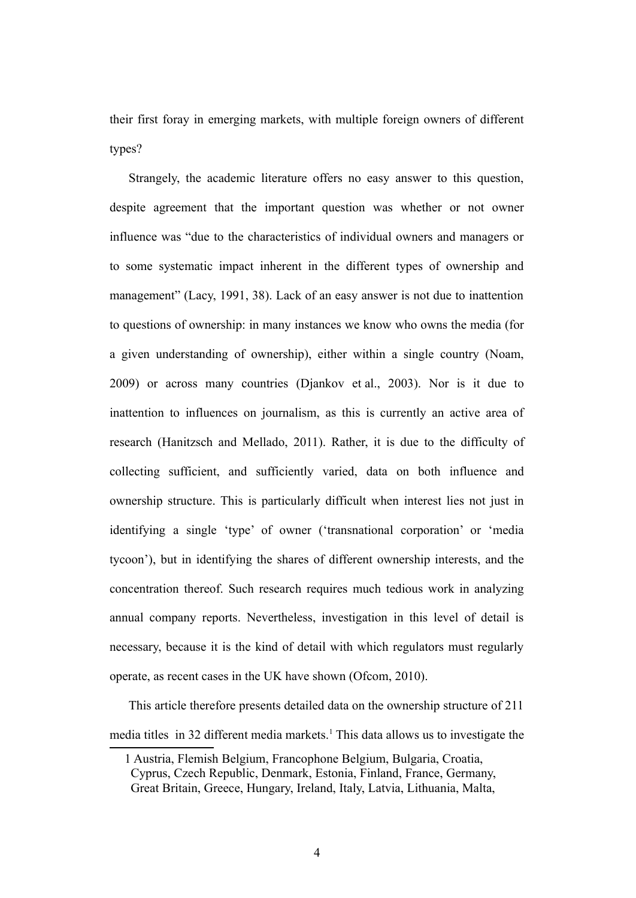their first foray in emerging markets, with multiple foreign owners of different types?

Strangely, the academic literature offers no easy answer to this question, despite agreement that the important question was whether or not owner influence was "due to the characteristics of individual owners and managers or to some systematic impact inherent in the different types of ownership and management" (Lacy, 1991, 38). Lack of an easy answer is not due to inattention to questions of ownership: in many instances we know who owns the media (for a given understanding of ownership), either within a single country (Noam, 2009) or across many countries (Djankov et al., 2003). Nor is it due to inattention to influences on journalism, as this is currently an active area of research (Hanitzsch and Mellado, 2011). Rather, it is due to the difficulty of collecting sufficient, and sufficiently varied, data on both influence and ownership structure. This is particularly difficult when interest lies not just in identifying a single 'type' of owner ('transnational corporation' or 'media tycoon'), but in identifying the shares of different ownership interests, and the concentration thereof. Such research requires much tedious work in analyzing annual company reports. Nevertheless, investigation in this level of detail is necessary, because it is the kind of detail with which regulators must regularly operate, as recent cases in the UK have shown (Ofcom, 2010).

This article therefore presents detailed data on the ownership structure of 211 media titles in 32 different media markets.[1] This data allows us to investigate the

[1] Austria, Flemish Belgium, Francophone Belgium, Bulgaria, Croatia, Cyprus, Czech Republic, Denmark, Estonia, Finland, France, Germany, Great Britain, Greece, Hungary, Ireland, Italy, Latvia, Lithuania, Malta,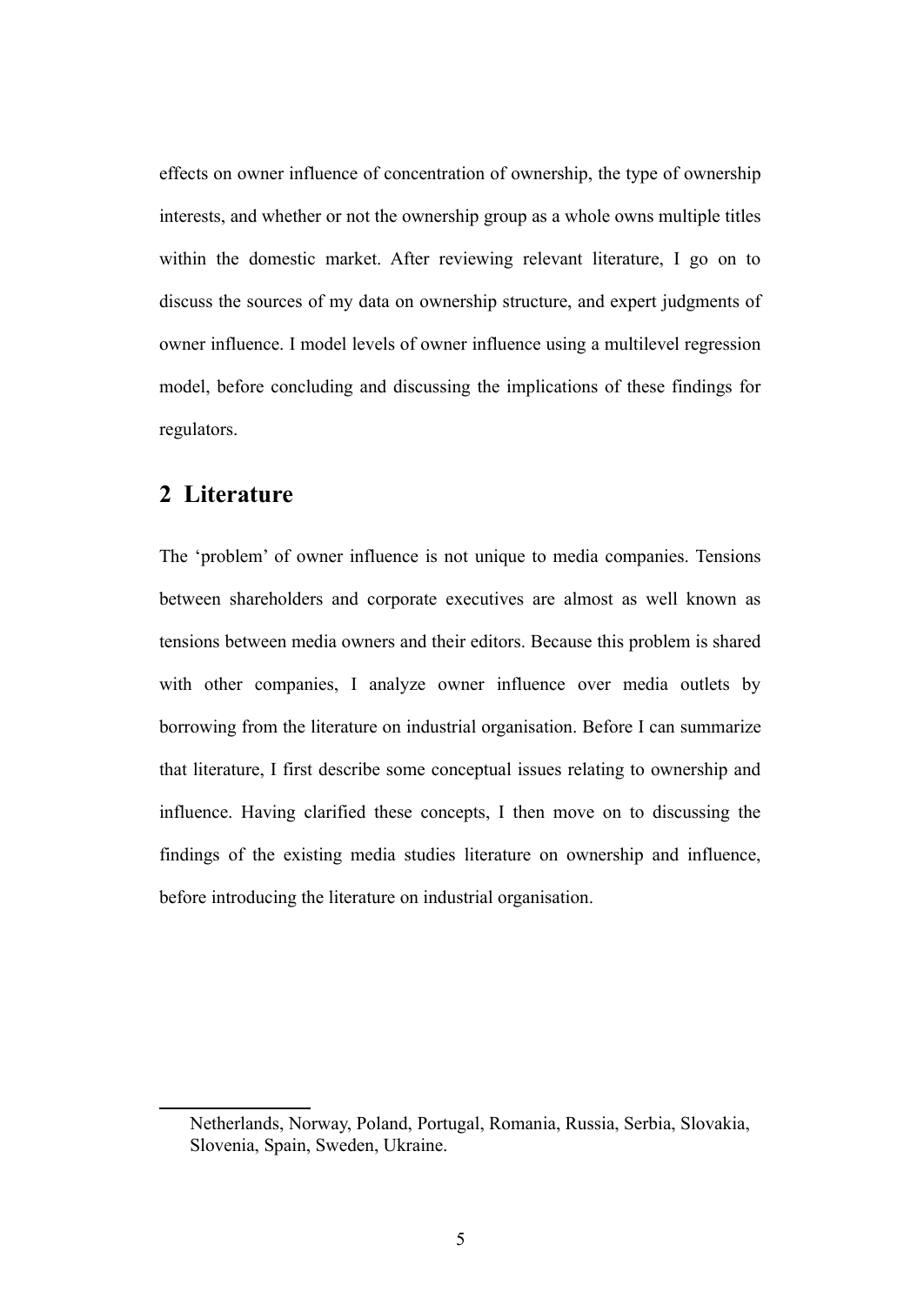effects on owner influence of concentration of ownership, the type of ownership interests, and whether or not the ownership group as a whole owns multiple titles within the domestic market. After reviewing relevant literature, I go on to discuss the sources of my data on ownership structure, and expert judgments of owner influence. I model levels of owner influence using a multilevel regression model, before concluding and discussing the implications of these findings for regulators.

## 2 Literature

The 'problem' of owner influence is not unique to media companies. Tensions between shareholders and corporate executives are almost as well known as tensions between media owners and their editors. Because this problem is shared with other companies, I analyze owner influence over media outlets by borrowing from the literature on industrial organisation. Before I can summarize that literature, I first describe some conceptual issues relating to ownership and influence. Having clarified these concepts, I then move on to discussing the findings of the existing media studies literature on ownership and influence, before introducing the literature on industrial organisation.

---

Netherlands, Norway, Poland, Portugal, Romania, Russia, Serbia, Slovakia, Slovenia, Spain, Sweden, Ukraine.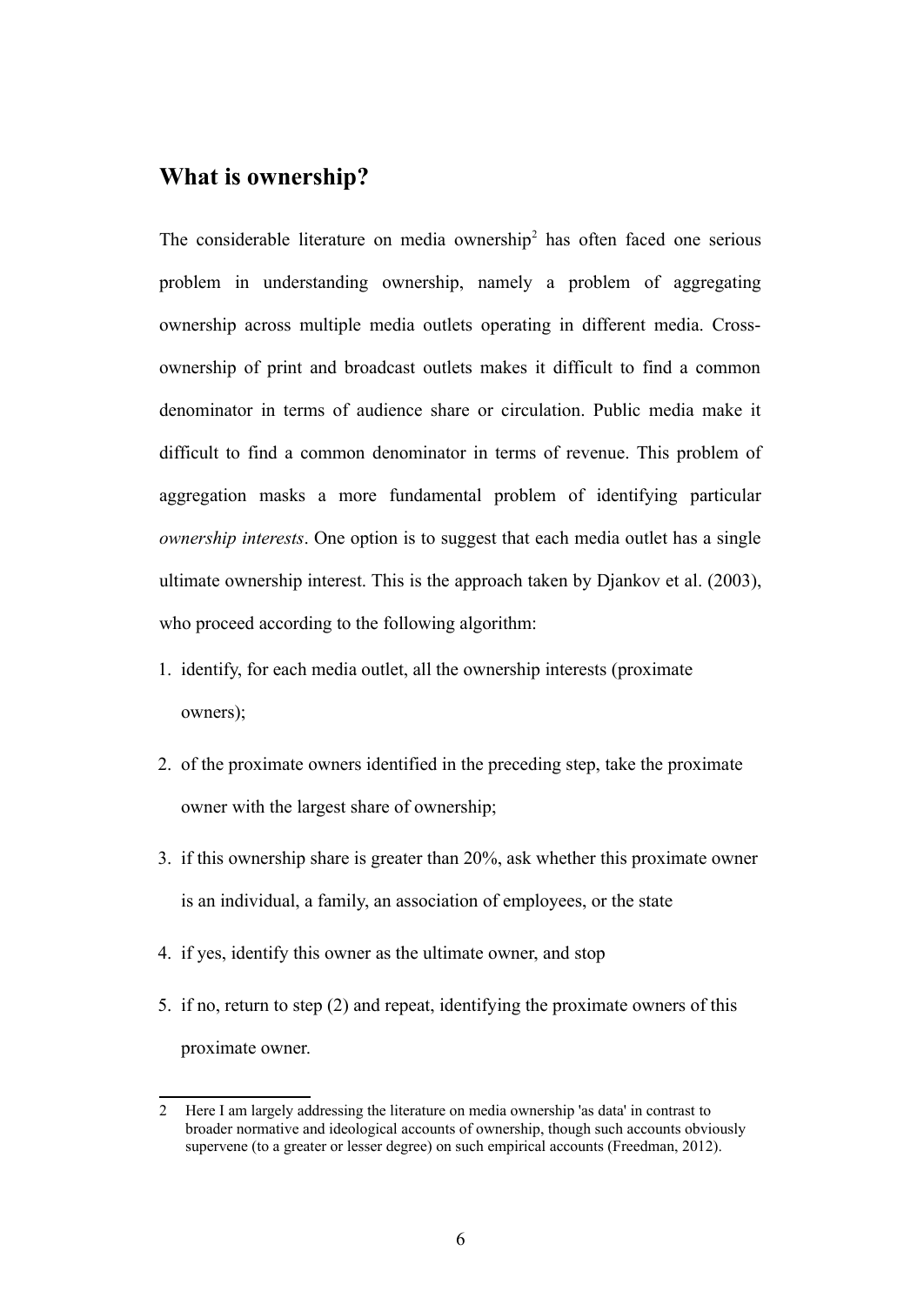## What is ownership?

The considerable literature on media ownership[2] has often faced one serious problem in understanding ownership, namely a problem of aggregating ownership across multiple media outlets operating in different media. Cross-ownership of print and broadcast outlets makes it difficult to find a common denominator in terms of audience share or circulation. Public media make it difficult to find a common denominator in terms of revenue. This problem of aggregation masks a more fundamental problem of identifying particular *ownership interests*. One option is to suggest that each media outlet has a single ultimate ownership interest. This is the approach taken by Djankov et al. (2003), who proceed according to the following algorithm:

1. identify, for each media outlet, all the ownership interests (proximate owners);
2. of the proximate owners identified in the preceding step, take the proximate owner with the largest share of ownership;
3. if this ownership share is greater than 20%, ask whether this proximate owner is an individual, a family, an association of employees, or the state
4. if yes, identify this owner as the ultimate owner, and stop
5. if no, return to step (2) and repeat, identifying the proximate owners of this proximate owner.

---

2 Here I am largely addressing the literature on media ownership 'as data' in contrast to broader normative and ideological accounts of ownership, though such accounts obviously supervene (to a greater or lesser degree) on such empirical accounts (Freedman, 2012).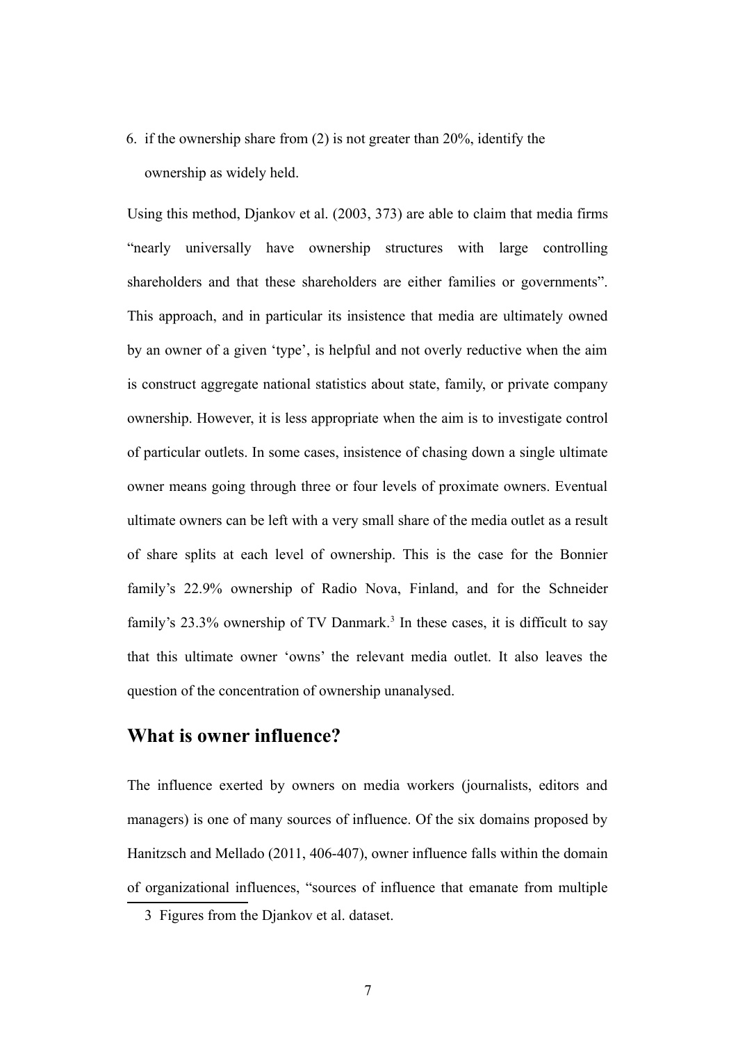6. if the ownership share from (2) is not greater than 20%, identify the ownership as widely held.

Using this method, Djankov et al. (2003, 373) are able to claim that media firms "nearly universally have ownership structures with large controlling shareholders and that these shareholders are either families or governments". This approach, and in particular its insistence that media are ultimately owned by an owner of a given 'type', is helpful and not overly reductive when the aim is construct aggregate national statistics about state, family, or private company ownership. However, it is less appropriate when the aim is to investigate control of particular outlets. In some cases, insistence of chasing down a single ultimate owner means going through three or four levels of proximate owners. Eventual ultimate owners can be left with a very small share of the media outlet as a result of share splits at each level of ownership. This is the case for the Bonnier family's 22.9% ownership of Radio Nova, Finland, and for the Schneider family's 23.3% ownership of TV Danmark.[3] In these cases, it is difficult to say that this ultimate owner 'owns' the relevant media outlet. It also leaves the question of the concentration of ownership unanalysed.

## What is owner influence?

The influence exerted by owners on media workers (journalists, editors and managers) is one of many sources of influence. Of the six domains proposed by Hanitzsch and Mellado (2011, 406-407), owner influence falls within the domain of organizational influences, "sources of influence that emanate from multiple

3 Figures from the Djankov et al. dataset.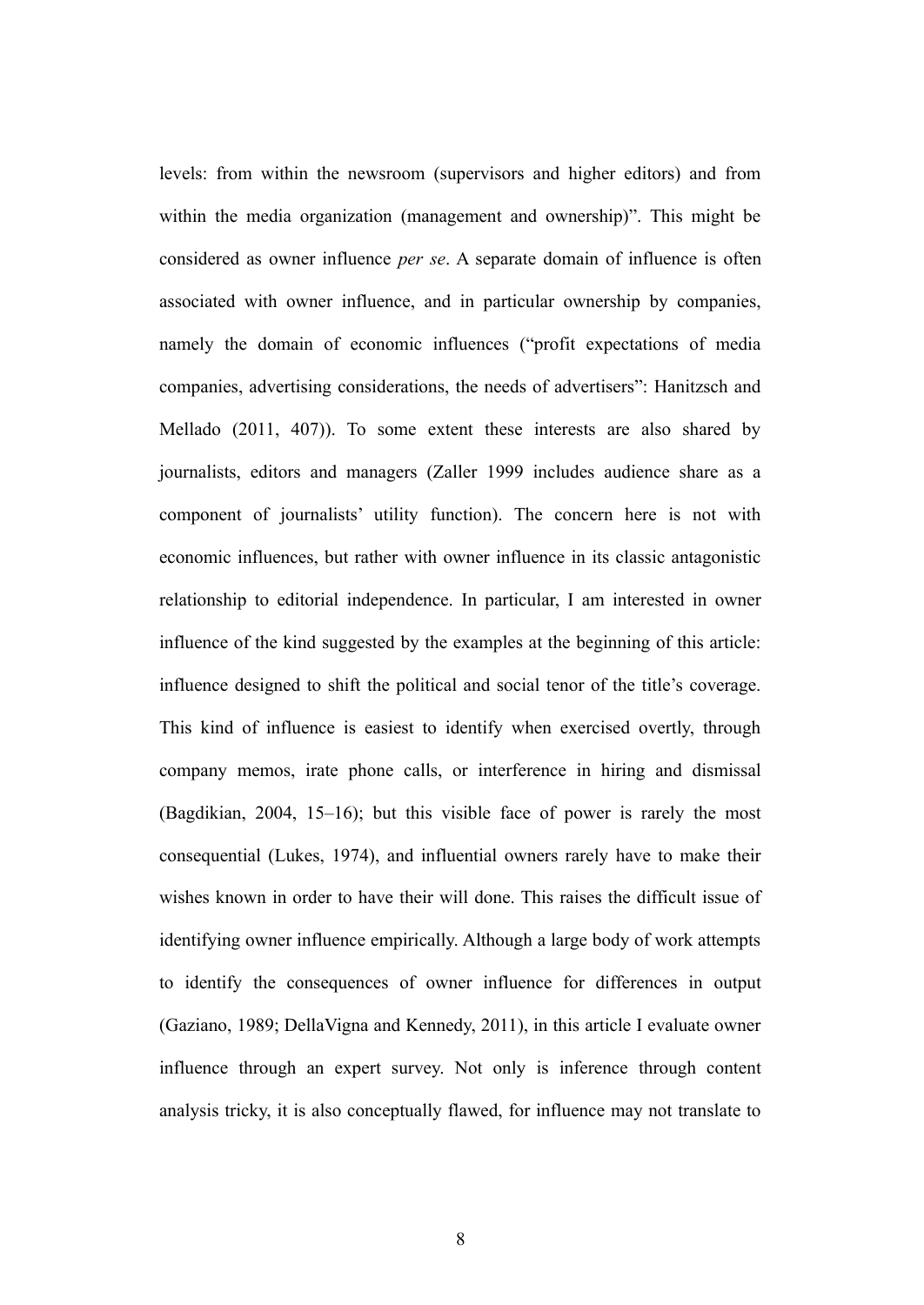levels: from within the newsroom (supervisors and higher editors) and from within the media organization (management and ownership)". This might be considered as owner influence *per se*. A separate domain of influence is often associated with owner influence, and in particular ownership by companies, namely the domain of economic influences ("profit expectations of media companies, advertising considerations, the needs of advertisers": Hanitzsch and Mellado (2011, 407)). To some extent these interests are also shared by journalists, editors and managers (Zaller 1999 includes audience share as a component of journalists' utility function). The concern here is not with economic influences, but rather with owner influence in its classic antagonistic relationship to editorial independence. In particular, I am interested in owner influence of the kind suggested by the examples at the beginning of this article: influence designed to shift the political and social tenor of the title's coverage. This kind of influence is easiest to identify when exercised overtly, through company memos, irate phone calls, or interference in hiring and dismissal (Bagdikian, 2004, 15–16); but this visible face of power is rarely the most consequential (Lukes, 1974), and influential owners rarely have to make their wishes known in order to have their will done. This raises the difficult issue of identifying owner influence empirically. Although a large body of work attempts to identify the consequences of owner influence for differences in output (Gaziano, 1989; DellaVigna and Kennedy, 2011), in this article I evaluate owner influence through an expert survey. Not only is inference through content analysis tricky, it is also conceptually flawed, for influence may not translate to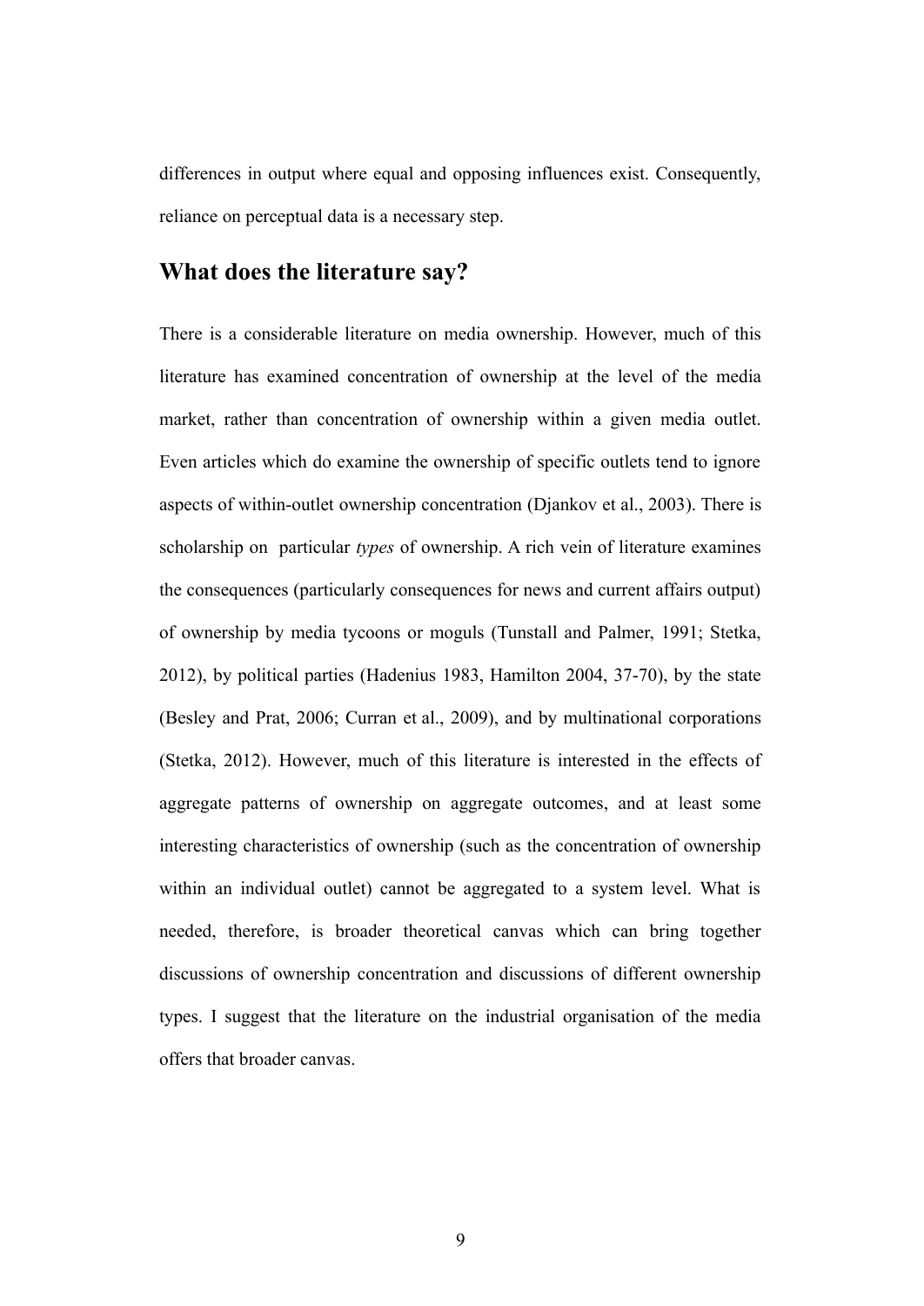differences in output where equal and opposing influences exist. Consequently, reliance on perceptual data is a necessary step.

## What does the literature say?

There is a considerable literature on media ownership. However, much of this literature has examined concentration of ownership at the level of the media market, rather than concentration of ownership within a given media outlet. Even articles which do examine the ownership of specific outlets tend to ignore aspects of within-outlet ownership concentration (Djankov et al., 2003). There is scholarship on particular *types* of ownership. A rich vein of literature examines the consequences (particularly consequences for news and current affairs output) of ownership by media tycoons or moguls (Tunstall and Palmer, 1991; Stetka, 2012), by political parties (Hadenius 1983, Hamilton 2004, 37-70), by the state (Besley and Prat, 2006; Curran et al., 2009), and by multinational corporations (Stetka, 2012). However, much of this literature is interested in the effects of aggregate patterns of ownership on aggregate outcomes, and at least some interesting characteristics of ownership (such as the concentration of ownership within an individual outlet) cannot be aggregated to a system level. What is needed, therefore, is broader theoretical canvas which can bring together discussions of ownership concentration and discussions of different ownership types. I suggest that the literature on the industrial organisation of the media offers that broader canvas.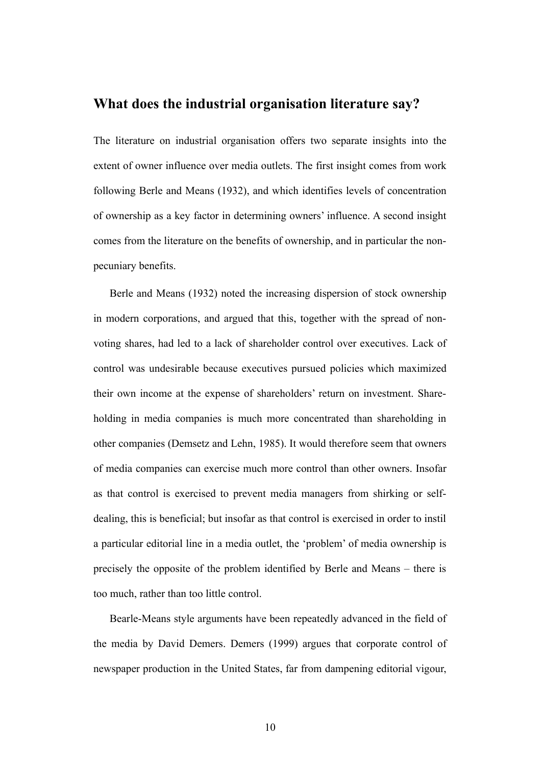## What does the industrial organisation literature say?

The literature on industrial organisation offers two separate insights into the extent of owner influence over media outlets. The first insight comes from work following Berle and Means (1932), and which identifies levels of concentration of ownership as a key factor in determining owners' influence. A second insight comes from the literature on the benefits of ownership, and in particular the non-pecuniary benefits.

Berle and Means (1932) noted the increasing dispersion of stock ownership in modern corporations, and argued that this, together with the spread of non-voting shares, had led to a lack of shareholder control over executives. Lack of control was undesirable because executives pursued policies which maximized their own income at the expense of shareholders' return on investment. Shareholding in media companies is much more concentrated than shareholding in other companies (Demsetz and Lehn, 1985). It would therefore seem that owners of media companies can exercise much more control than other owners. Insofar as that control is exercised to prevent media managers from shirking or self-dealing, this is beneficial; but insofar as that control is exercised in order to instil a particular editorial line in a media outlet, the 'problem' of media ownership is precisely the opposite of the problem identified by Berle and Means – there is too much, rather than too little control.

Bearle-Means style arguments have been repeatedly advanced in the field of the media by David Demers. Demers (1999) argues that corporate control of newspaper production in the United States, far from dampening editorial vigour,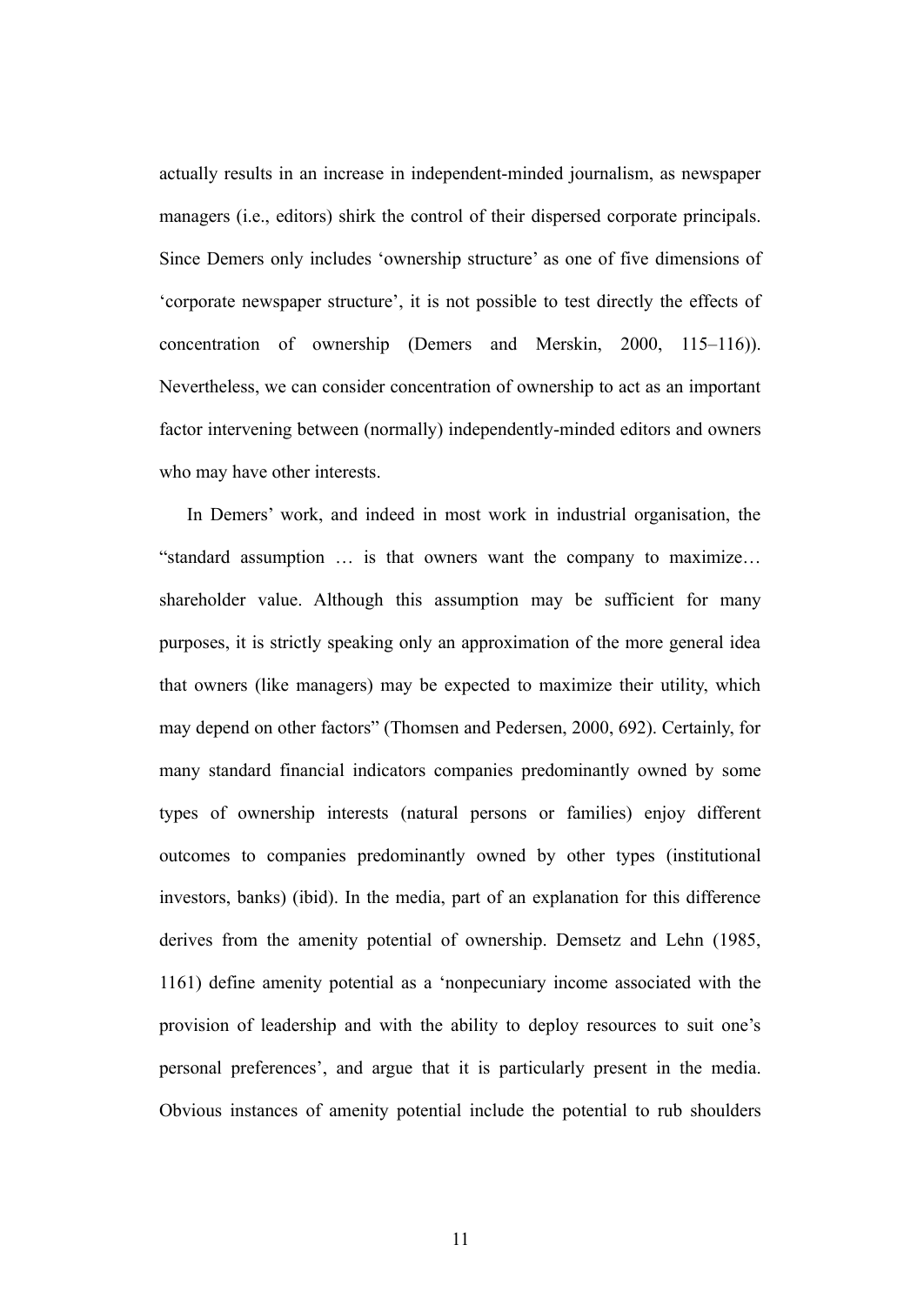actually results in an increase in independent-minded journalism, as newspaper managers (i.e., editors) shirk the control of their dispersed corporate principals. Since Demers only includes 'ownership structure' as one of five dimensions of 'corporate newspaper structure', it is not possible to test directly the effects of concentration of ownership (Demers and Merskin, 2000, 115–116)). Nevertheless, we can consider concentration of ownership to act as an important factor intervening between (normally) independently-minded editors and owners who may have other interests.

In Demers' work, and indeed in most work in industrial organisation, the "standard assumption … is that owners want the company to maximize… shareholder value. Although this assumption may be sufficient for many purposes, it is strictly speaking only an approximation of the more general idea that owners (like managers) may be expected to maximize their utility, which may depend on other factors" (Thomsen and Pedersen, 2000, 692). Certainly, for many standard financial indicators companies predominantly owned by some types of ownership interests (natural persons or families) enjoy different outcomes to companies predominantly owned by other types (institutional investors, banks) (ibid). In the media, part of an explanation for this difference derives from the amenity potential of ownership. Demsetz and Lehn (1985, 1161) define amenity potential as a 'nonpecuniary income associated with the provision of leadership and with the ability to deploy resources to suit one's personal preferences', and argue that it is particularly present in the media. Obvious instances of amenity potential include the potential to rub shoulders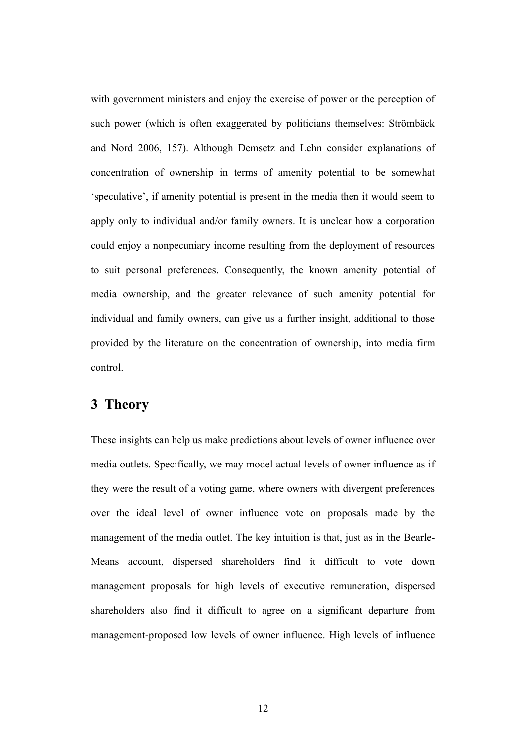with government ministers and enjoy the exercise of power or the perception of such power (which is often exaggerated by politicians themselves: Strömbäck and Nord 2006, 157). Although Demsetz and Lehn consider explanations of concentration of ownership in terms of amenity potential to be somewhat 'speculative', if amenity potential is present in the media then it would seem to apply only to individual and/or family owners. It is unclear how a corporation could enjoy a nonpecuniary income resulting from the deployment of resources to suit personal preferences. Consequently, the known amenity potential of media ownership, and the greater relevance of such amenity potential for individual and family owners, can give us a further insight, additional to those provided by the literature on the concentration of ownership, into media firm control.

## 3 Theory

These insights can help us make predictions about levels of owner influence over media outlets. Specifically, we may model actual levels of owner influence as if they were the result of a voting game, where owners with divergent preferences over the ideal level of owner influence vote on proposals made by the management of the media outlet. The key intuition is that, just as in the Bearle-Means account, dispersed shareholders find it difficult to vote down management proposals for high levels of executive remuneration, dispersed shareholders also find it difficult to agree on a significant departure from management-proposed low levels of owner influence. High levels of influence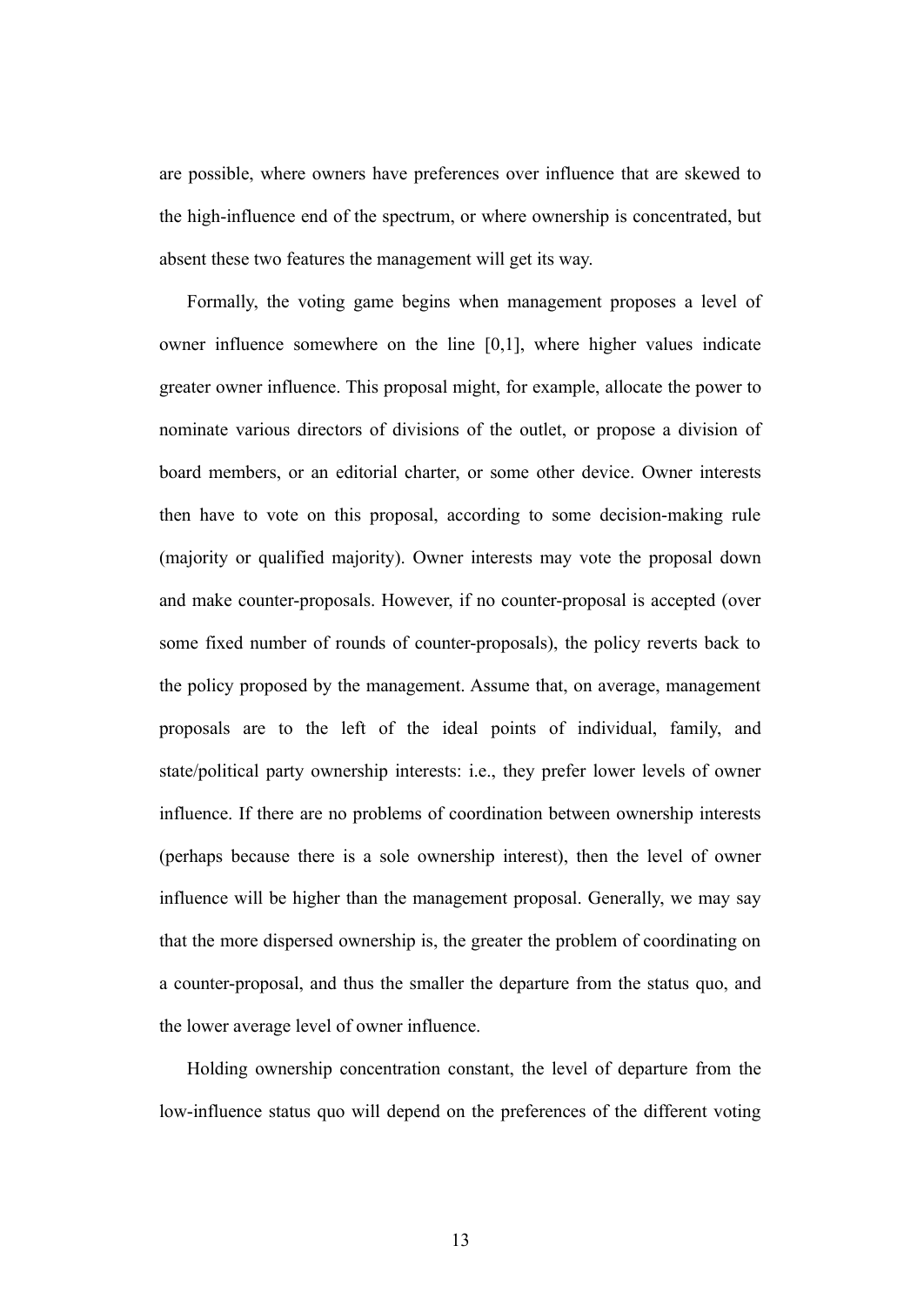are possible, where owners have preferences over influence that are skewed to the high-influence end of the spectrum, or where ownership is concentrated, but absent these two features the management will get its way.

Formally, the voting game begins when management proposes a level of owner influence somewhere on the line [0,1], where higher values indicate greater owner influence. This proposal might, for example, allocate the power to nominate various directors of divisions of the outlet, or propose a division of board members, or an editorial charter, or some other device. Owner interests then have to vote on this proposal, according to some decision-making rule (majority or qualified majority). Owner interests may vote the proposal down and make counter-proposals. However, if no counter-proposal is accepted (over some fixed number of rounds of counter-proposals), the policy reverts back to the policy proposed by the management. Assume that, on average, management proposals are to the left of the ideal points of individual, family, and state/political party ownership interests: i.e., they prefer lower levels of owner influence. If there are no problems of coordination between ownership interests (perhaps because there is a sole ownership interest), then the level of owner influence will be higher than the management proposal. Generally, we may say that the more dispersed ownership is, the greater the problem of coordinating on a counter-proposal, and thus the smaller the departure from the status quo, and the lower average level of owner influence.

Holding ownership concentration constant, the level of departure from the low-influence status quo will depend on the preferences of the different voting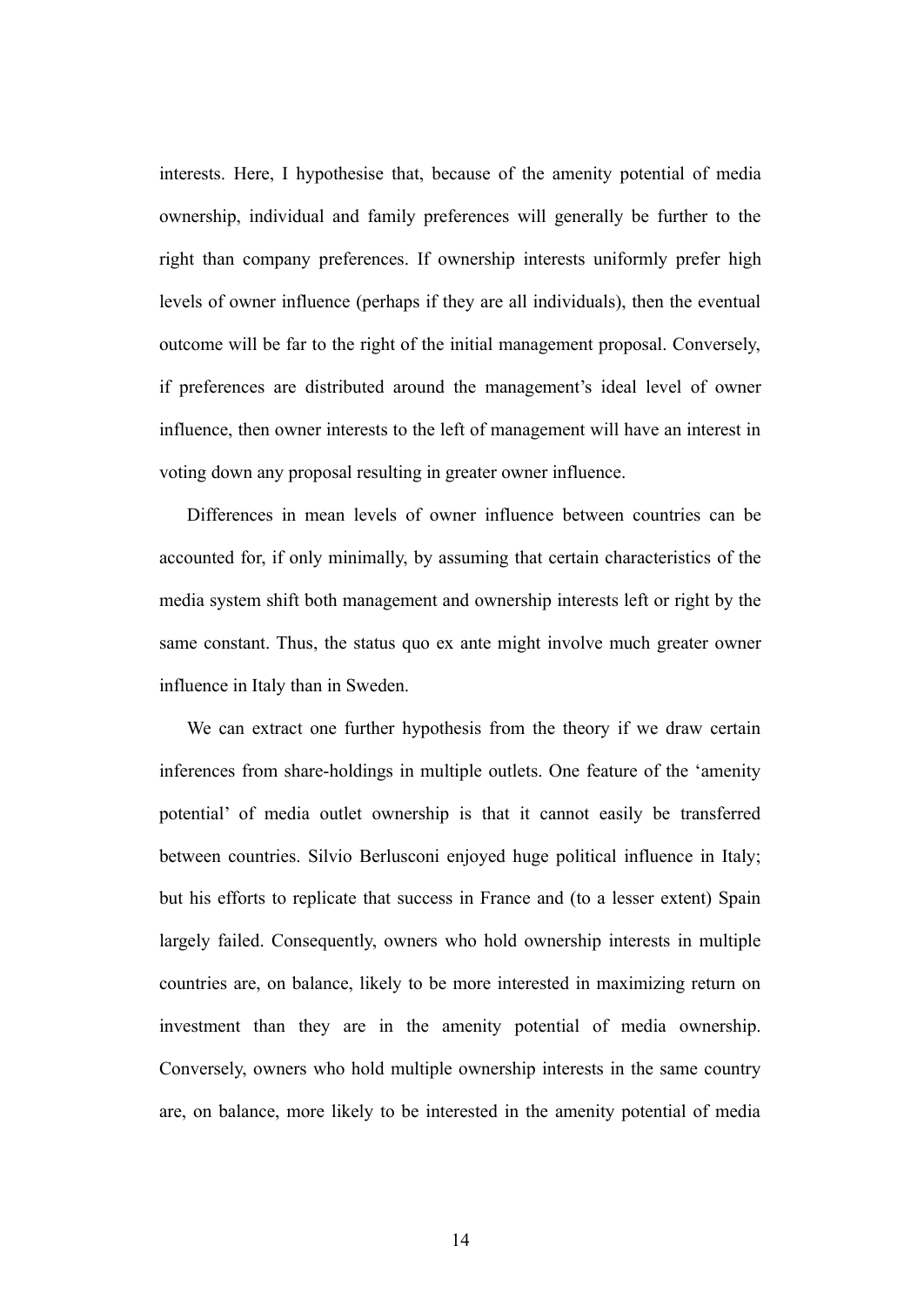interests. Here, I hypothesise that, because of the amenity potential of media ownership, individual and family preferences will generally be further to the right than company preferences. If ownership interests uniformly prefer high levels of owner influence (perhaps if they are all individuals), then the eventual outcome will be far to the right of the initial management proposal. Conversely, if preferences are distributed around the management's ideal level of owner influence, then owner interests to the left of management will have an interest in voting down any proposal resulting in greater owner influence.

Differences in mean levels of owner influence between countries can be accounted for, if only minimally, by assuming that certain characteristics of the media system shift both management and ownership interests left or right by the same constant. Thus, the status quo ex ante might involve much greater owner influence in Italy than in Sweden.

We can extract one further hypothesis from the theory if we draw certain inferences from share-holdings in multiple outlets. One feature of the 'amenity potential' of media outlet ownership is that it cannot easily be transferred between countries. Silvio Berlusconi enjoyed huge political influence in Italy; but his efforts to replicate that success in France and (to a lesser extent) Spain largely failed. Consequently, owners who hold ownership interests in multiple countries are, on balance, likely to be more interested in maximizing return on investment than they are in the amenity potential of media ownership. Conversely, owners who hold multiple ownership interests in the same country are, on balance, more likely to be interested in the amenity potential of media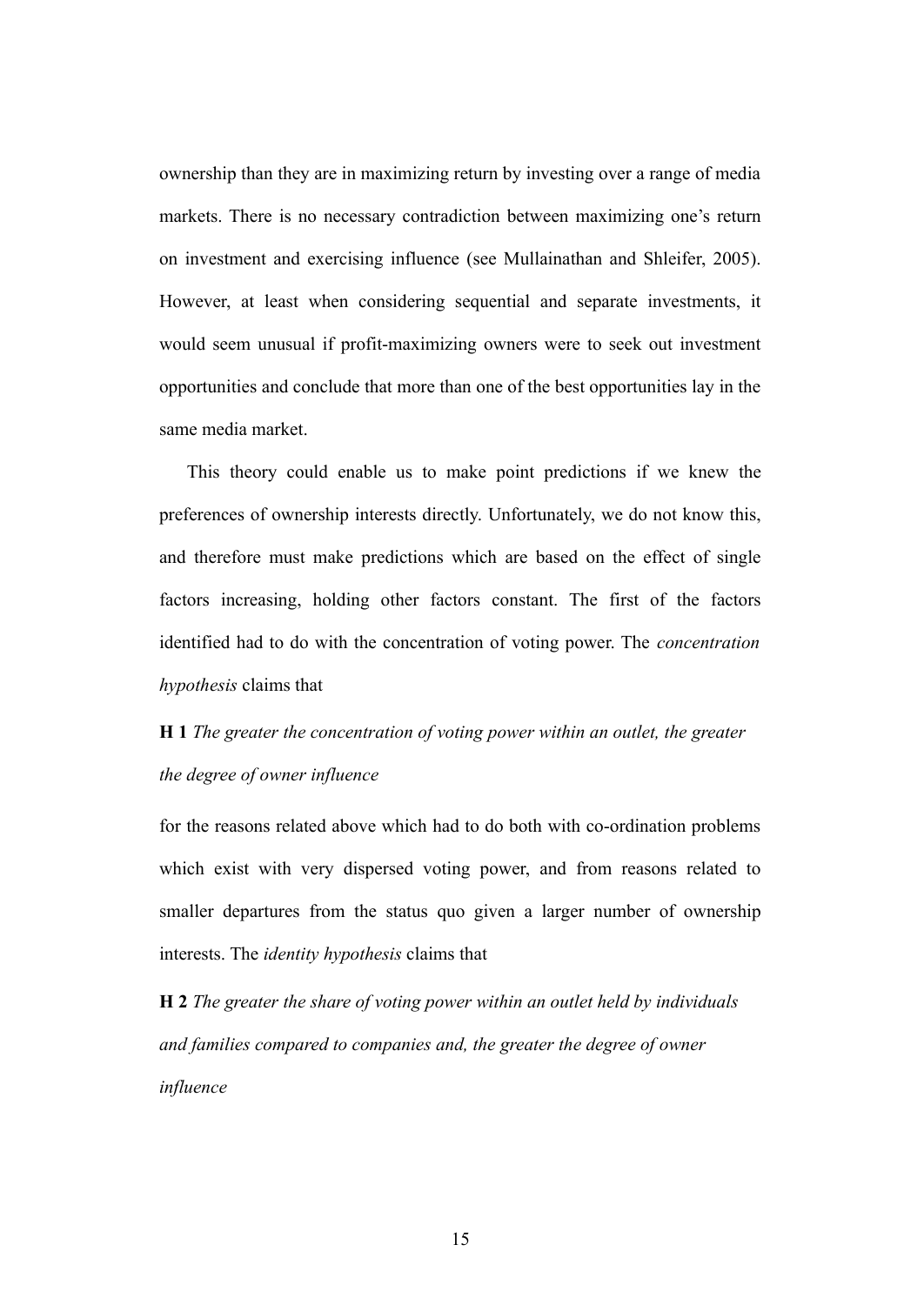ownership than they are in maximizing return by investing over a range of media markets. There is no necessary contradiction between maximizing one's return on investment and exercising influence (see Mullainathan and Shleifer, 2005). However, at least when considering sequential and separate investments, it would seem unusual if profit-maximizing owners were to seek out investment opportunities and conclude that more than one of the best opportunities lay in the same media market.

This theory could enable us to make point predictions if we knew the preferences of ownership interests directly. Unfortunately, we do not know this, and therefore must make predictions which are based on the effect of single factors increasing, holding other factors constant. The first of the factors identified had to do with the concentration of voting power. The *concentration hypothesis* claims that

**H 1** *The greater the concentration of voting power within an outlet, the greater the degree of owner influence*

for the reasons related above which had to do both with co-ordination problems which exist with very dispersed voting power, and from reasons related to smaller departures from the status quo given a larger number of ownership interests. The *identity hypothesis* claims that

**H 2** *The greater the share of voting power within an outlet held by individuals and families compared to companies and, the greater the degree of owner influence*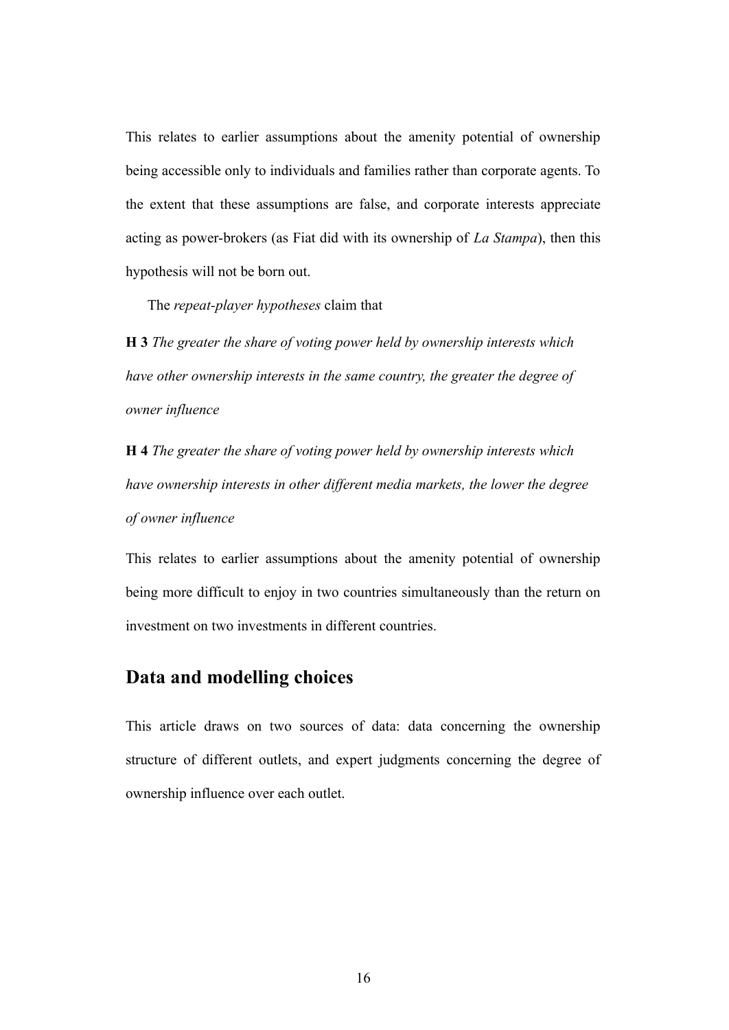This relates to earlier assumptions about the amenity potential of ownership being accessible only to individuals and families rather than corporate agents. To the extent that these assumptions are false, and corporate interests appreciate acting as power-brokers (as Fiat did with its ownership of *La Stampa*), then this hypothesis will not be born out.

The *repeat-player hypotheses* claim that

**H 3** *The greater the share of voting power held by ownership interests which have other ownership interests in the same country, the greater the degree of owner influence*

**H 4** *The greater the share of voting power held by ownership interests which have ownership interests in other different media markets, the lower the degree of owner influence*

This relates to earlier assumptions about the amenity potential of ownership being more difficult to enjoy in two countries simultaneously than the return on investment on two investments in different countries.

## Data and modelling choices

This article draws on two sources of data: data concerning the ownership structure of different outlets, and expert judgments concerning the degree of ownership influence over each outlet.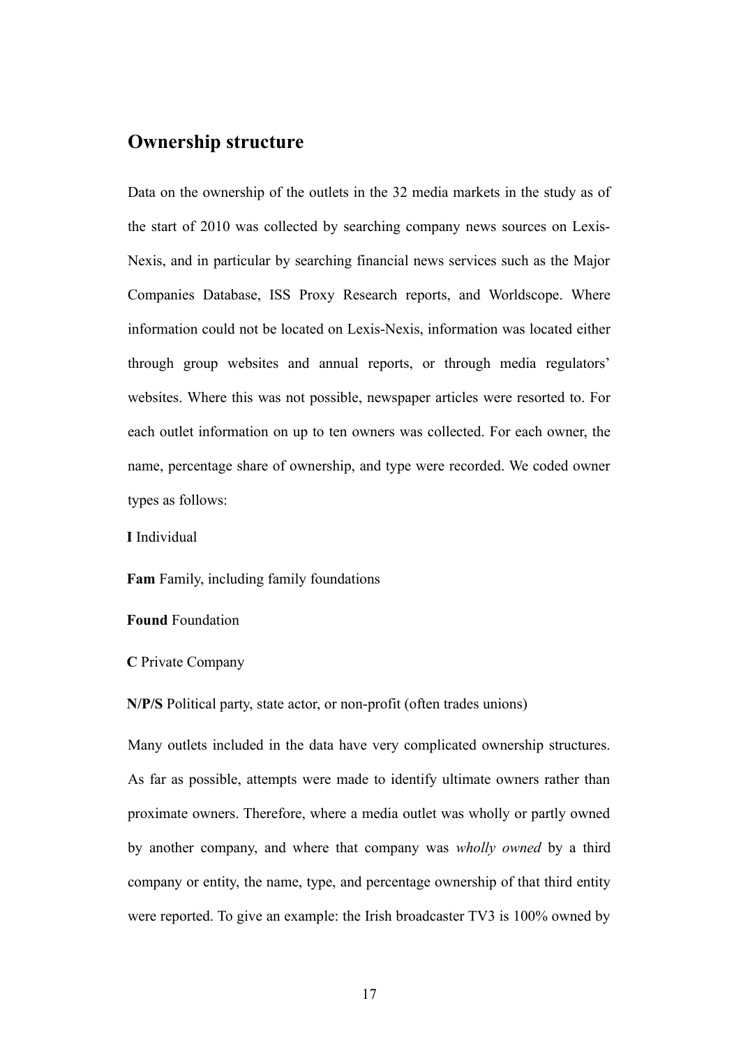## Ownership structure

Data on the ownership of the outlets in the 32 media markets in the study as of the start of 2010 was collected by searching company news sources on Lexis-Nexis, and in particular by searching financial news services such as the Major Companies Database, ISS Proxy Research reports, and Worldscope. Where information could not be located on Lexis-Nexis, information was located either through group websites and annual reports, or through media regulators' websites. Where this was not possible, newspaper articles were resorted to. For each outlet information on up to ten owners was collected. For each owner, the name, percentage share of ownership, and type were recorded. We coded owner types as follows:

**I** Individual

**Fam** Family, including family foundations

**Found** Foundation

**C** Private Company

**N/P/S** Political party, state actor, or non-profit (often trades unions)

Many outlets included in the data have very complicated ownership structures. As far as possible, attempts were made to identify ultimate owners rather than proximate owners. Therefore, where a media outlet was wholly or partly owned by another company, and where that company was *wholly owned* by a third company or entity, the name, type, and percentage ownership of that third entity were reported. To give an example: the Irish broadcaster TV3 is 100% owned by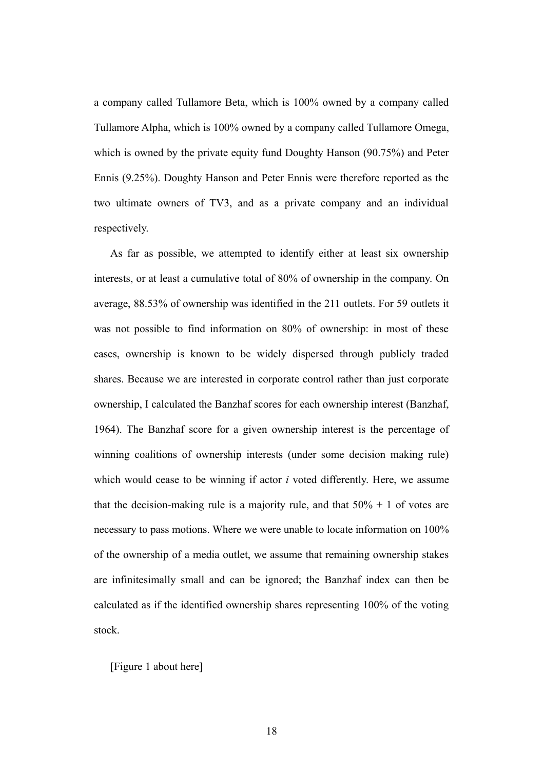a company called Tullamore Beta, which is 100% owned by a company called Tullamore Alpha, which is 100% owned by a company called Tullamore Omega, which is owned by the private equity fund Doughty Hanson (90.75%) and Peter Ennis (9.25%). Doughty Hanson and Peter Ennis were therefore reported as the two ultimate owners of TV3, and as a private company and an individual respectively.

As far as possible, we attempted to identify either at least six ownership interests, or at least a cumulative total of 80% of ownership in the company. On average, 88.53% of ownership was identified in the 211 outlets. For 59 outlets it was not possible to find information on 80% of ownership: in most of these cases, ownership is known to be widely dispersed through publicly traded shares. Because we are interested in corporate control rather than just corporate ownership, I calculated the Banzhaf scores for each ownership interest (Banzhaf, 1964). The Banzhaf score for a given ownership interest is the percentage of winning coalitions of ownership interests (under some decision making rule) which would cease to be winning if actor $i$ voted differently. Here, we assume that the decision-making rule is a majority rule, and that 50% + 1 of votes are necessary to pass motions. Where we were unable to locate information on 100% of the ownership of a media outlet, we assume that remaining ownership stakes are infinitesimally small and can be ignored; the Banzhaf index can then be calculated as if the identified ownership shares representing 100% of the voting stock.

[Figure 1 about here]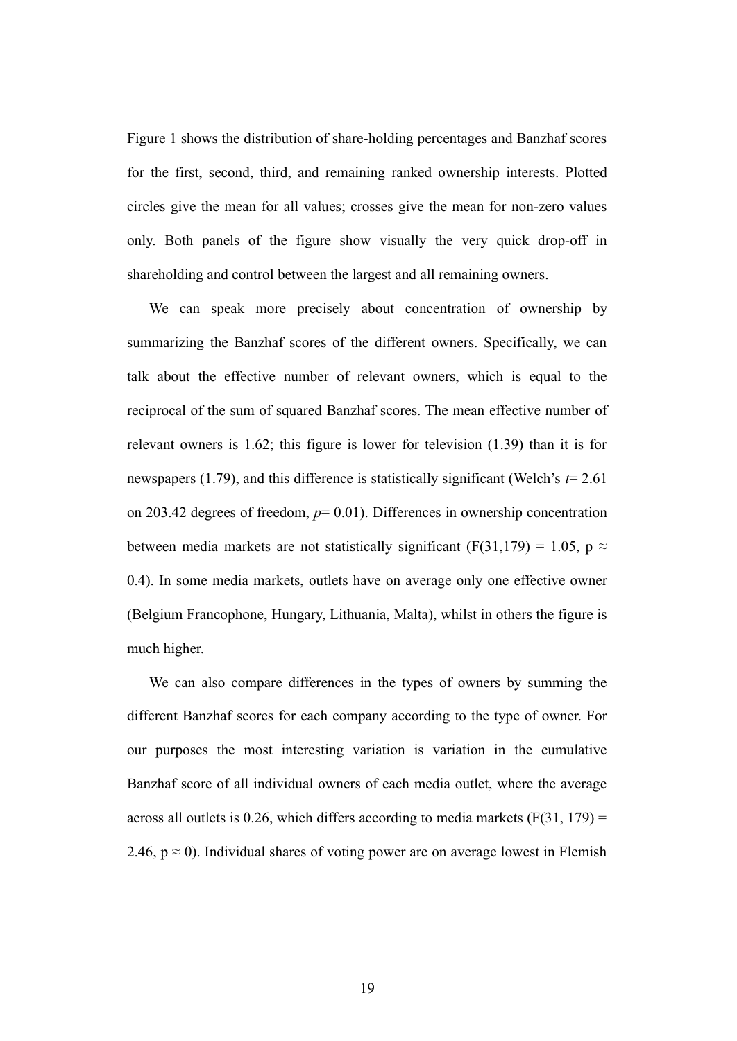Figure 1 shows the distribution of share-holding percentages and Banzhaf scores for the first, second, third, and remaining ranked ownership interests. Plotted circles give the mean for all values; crosses give the mean for non-zero values only. Both panels of the figure show visually the very quick drop-off in shareholding and control between the largest and all remaining owners.

We can speak more precisely about concentration of ownership by summarizing the Banzhaf scores of the different owners. Specifically, we can talk about the effective number of relevant owners, which is equal to the reciprocal of the sum of squared Banzhaf scores. The mean effective number of relevant owners is 1.62; this figure is lower for television (1.39) than it is for newspapers (1.79), and this difference is statistically significant (Welch's $t = 2.61$ on 203.42 degrees of freedom, $p = 0.01$). Differences in ownership concentration between media markets are not statistically significant ($F(31,179) = 1.05$, $p \approx 0.4$). In some media markets, outlets have on average only one effective owner (Belgium Francophone, Hungary, Lithuania, Malta), whilst in others the figure is much higher.

We can also compare differences in the types of owners by summing the different Banzhaf scores for each company according to the type of owner. For our purposes the most interesting variation is variation in the cumulative Banzhaf score of all individual owners of each media outlet, where the average across all outlets is 0.26, which differs according to media markets ($F(31, 179) = 2.46$, $p \approx 0$). Individual shares of voting power are on average lowest in Flemish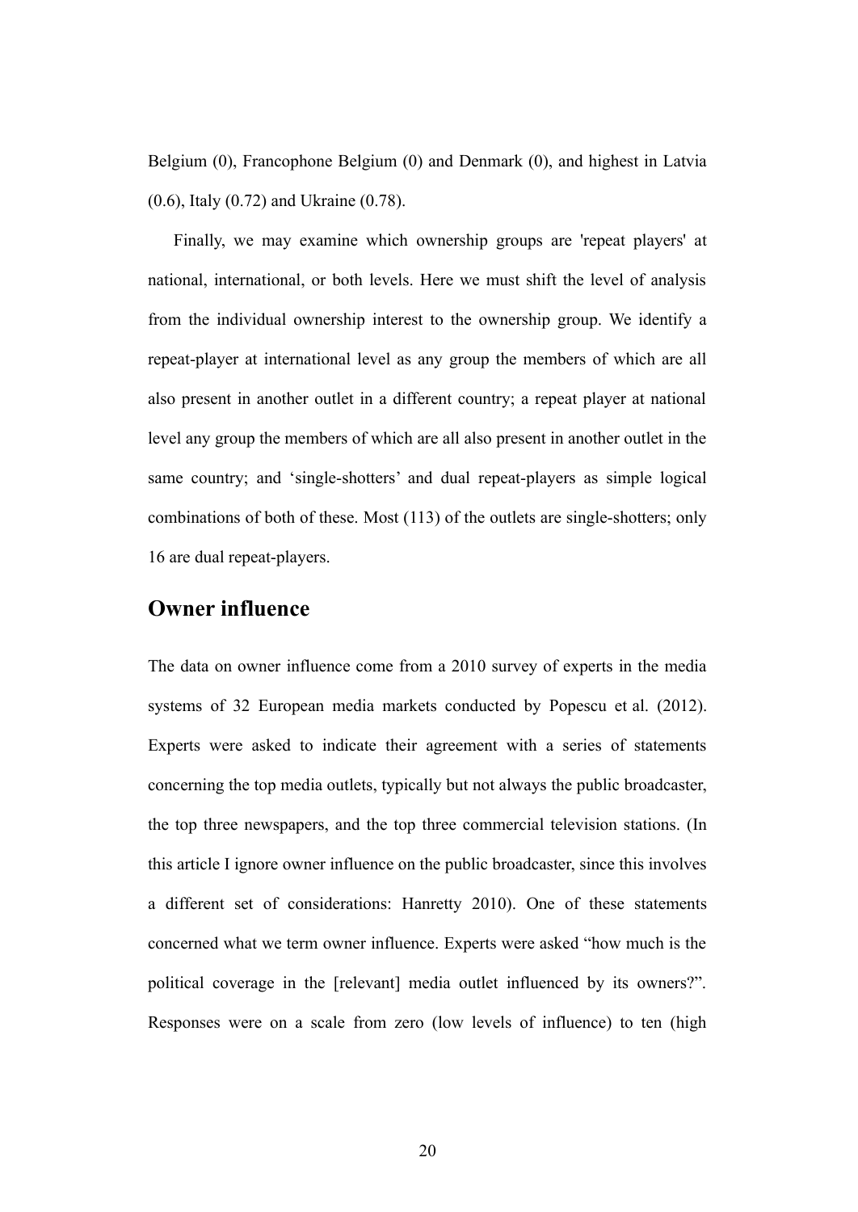Belgium (0), Francophone Belgium (0) and Denmark (0), and highest in Latvia (0.6), Italy (0.72) and Ukraine (0.78).

Finally, we may examine which ownership groups are 'repeat players' at national, international, or both levels. Here we must shift the level of analysis from the individual ownership interest to the ownership group. We identify a repeat-player at international level as any group the members of which are all also present in another outlet in a different country; a repeat player at national level any group the members of which are all also present in another outlet in the same country; and 'single-shotters' and dual repeat-players as simple logical combinations of both of these. Most (113) of the outlets are single-shotters; only 16 are dual repeat-players.

## Owner influence

The data on owner influence come from a 2010 survey of experts in the media systems of 32 European media markets conducted by Popescu et al. (2012). Experts were asked to indicate their agreement with a series of statements concerning the top media outlets, typically but not always the public broadcaster, the top three newspapers, and the top three commercial television stations. (In this article I ignore owner influence on the public broadcaster, since this involves a different set of considerations: Hanretty 2010). One of these statements concerned what we term owner influence. Experts were asked "how much is the political coverage in the [relevant] media outlet influenced by its owners?". Responses were on a scale from zero (low levels of influence) to ten (high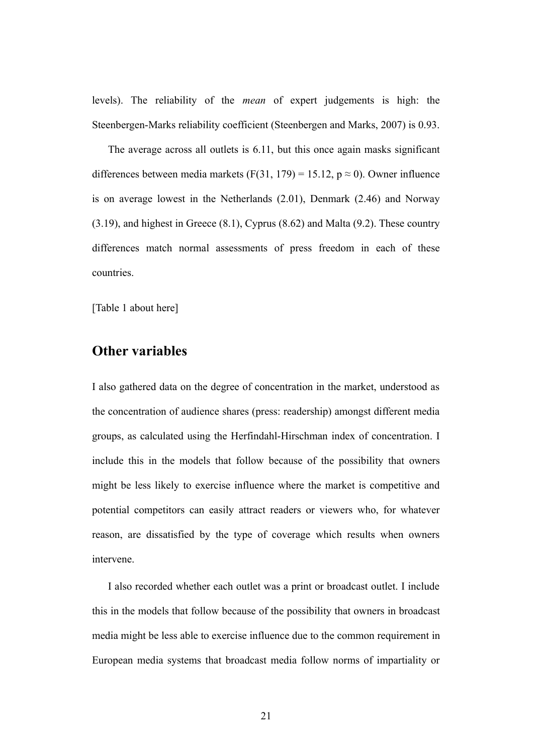levels). The reliability of the *mean* of expert judgements is high: the Steenbergen-Marks reliability coefficient (Steenbergen and Marks, 2007) is 0.93.

The average across all outlets is 6.11, but this once again masks significant differences between media markets ($F(31, 179) = 15.12$, $p \approx 0$). Owner influence is on average lowest in the Netherlands (2.01), Denmark (2.46) and Norway (3.19), and highest in Greece (8.1), Cyprus (8.62) and Malta (9.2). These country differences match normal assessments of press freedom in each of these countries.

[Table 1 about here]

## Other variables

I also gathered data on the degree of concentration in the market, understood as the concentration of audience shares (press: readership) amongst different media groups, as calculated using the Herfindahl-Hirschman index of concentration. I include this in the models that follow because of the possibility that owners might be less likely to exercise influence where the market is competitive and potential competitors can easily attract readers or viewers who, for whatever reason, are dissatisfied by the type of coverage which results when owners intervene.

I also recorded whether each outlet was a print or broadcast outlet. I include this in the models that follow because of the possibility that owners in broadcast media might be less able to exercise influence due to the common requirement in European media systems that broadcast media follow norms of impartiality or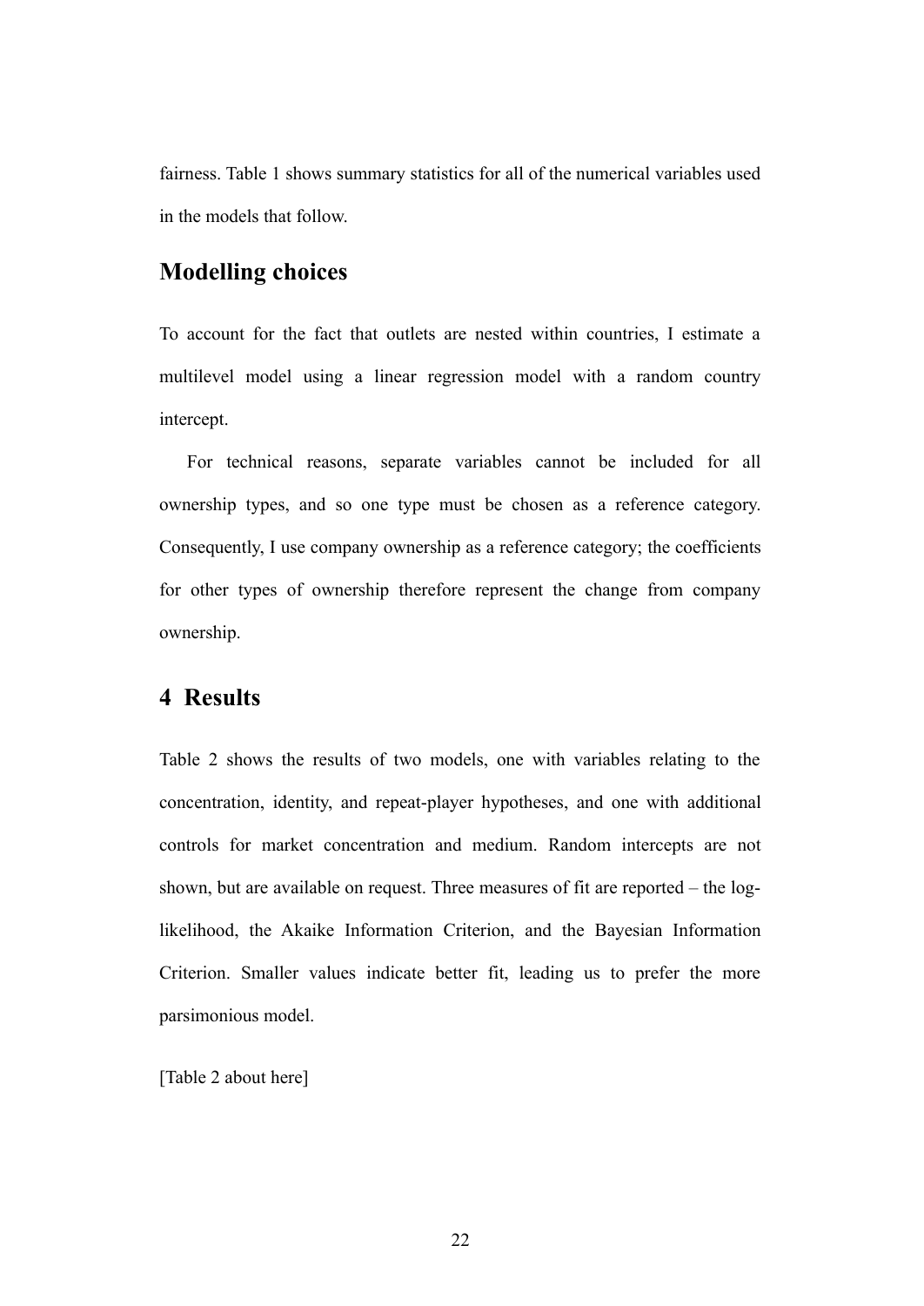fairness. Table 1 shows summary statistics for all of the numerical variables used in the models that follow.

## Modelling choices

To account for the fact that outlets are nested within countries, I estimate a multilevel model using a linear regression model with a random country intercept.

For technical reasons, separate variables cannot be included for all ownership types, and so one type must be chosen as a reference category. Consequently, I use company ownership as a reference category; the coefficients for other types of ownership therefore represent the change from company ownership.

# 4 Results

Table 2 shows the results of two models, one with variables relating to the concentration, identity, and repeat-player hypotheses, and one with additional controls for market concentration and medium. Random intercepts are not shown, but are available on request. Three measures of fit are reported – the log-likelihood, the Akaike Information Criterion, and the Bayesian Information Criterion. Smaller values indicate better fit, leading us to prefer the more parsimonious model.

[Table 2 about here]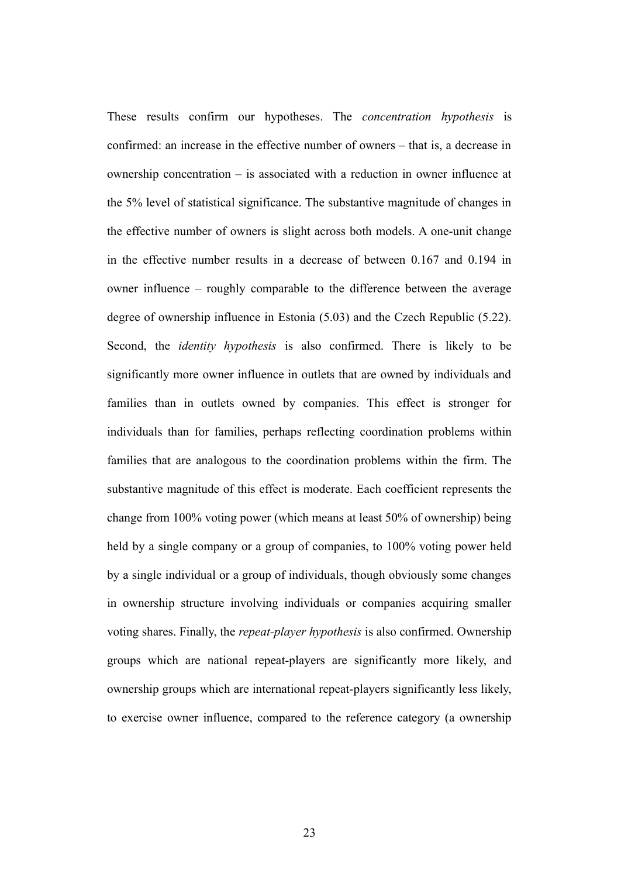These results confirm our hypotheses. The *concentration hypothesis* is confirmed: an increase in the effective number of owners – that is, a decrease in ownership concentration – is associated with a reduction in owner influence at the 5% level of statistical significance. The substantive magnitude of changes in the effective number of owners is slight across both models. A one-unit change in the effective number results in a decrease of between 0.167 and 0.194 in owner influence – roughly comparable to the difference between the average degree of ownership influence in Estonia (5.03) and the Czech Republic (5.22). Second, the *identity hypothesis* is also confirmed. There is likely to be significantly more owner influence in outlets that are owned by individuals and families than in outlets owned by companies. This effect is stronger for individuals than for families, perhaps reflecting coordination problems within families that are analogous to the coordination problems within the firm. The substantive magnitude of this effect is moderate. Each coefficient represents the change from 100% voting power (which means at least 50% of ownership) being held by a single company or a group of companies, to 100% voting power held by a single individual or a group of individuals, though obviously some changes in ownership structure involving individuals or companies acquiring smaller voting shares. Finally, the *repeat-player hypothesis* is also confirmed. Ownership groups which are national repeat-players are significantly more likely, and ownership groups which are international repeat-players significantly less likely, to exercise owner influence, compared to the reference category (a ownership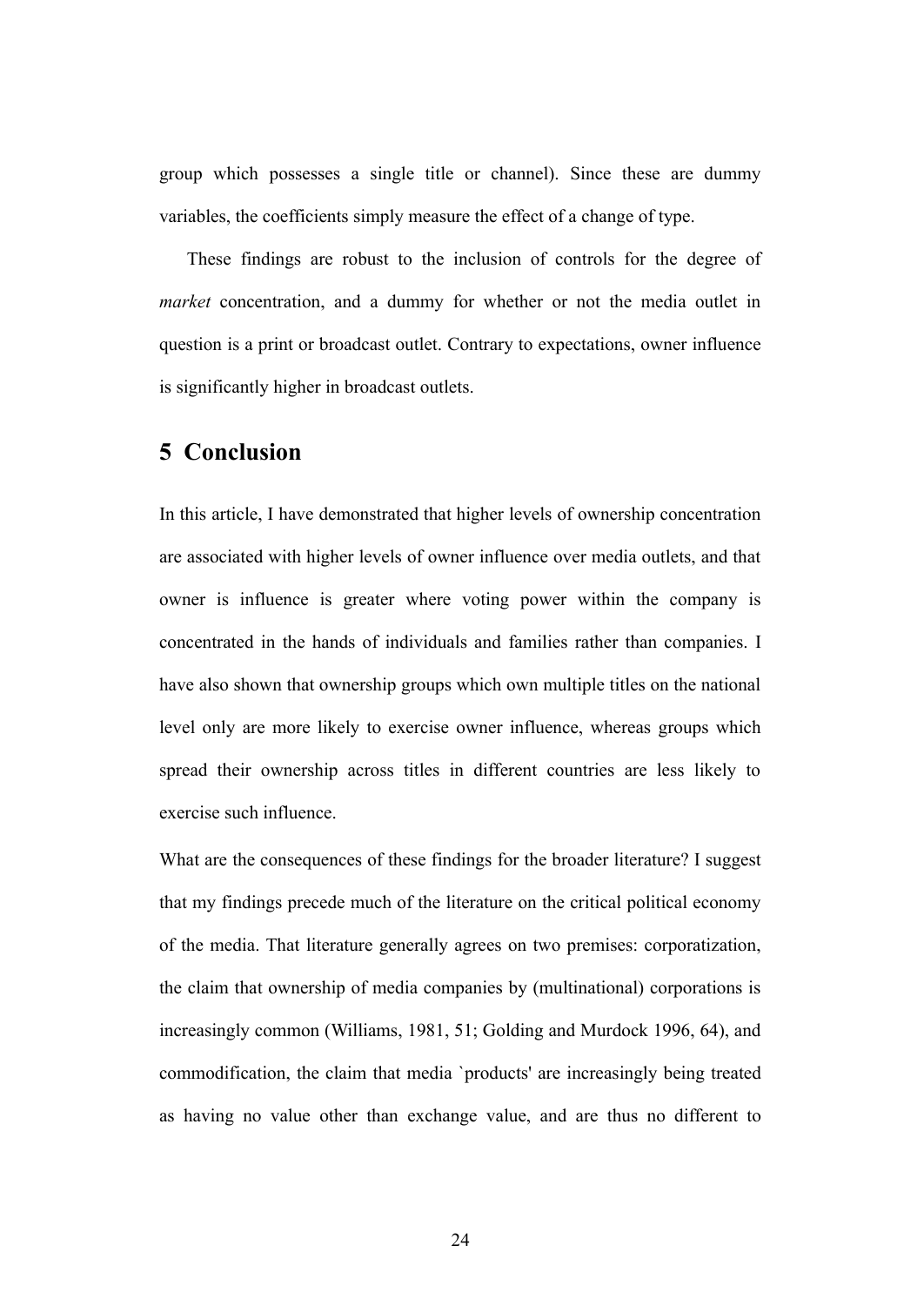group which possesses a single title or channel). Since these are dummy variables, the coefficients simply measure the effect of a change of type.

These findings are robust to the inclusion of controls for the degree of *market* concentration, and a dummy for whether or not the media outlet in question is a print or broadcast outlet. Contrary to expectations, owner influence is significantly higher in broadcast outlets.

## 5 Conclusion

In this article, I have demonstrated that higher levels of ownership concentration are associated with higher levels of owner influence over media outlets, and that owner is influence is greater where voting power within the company is concentrated in the hands of individuals and families rather than companies. I have also shown that ownership groups which own multiple titles on the national level only are more likely to exercise owner influence, whereas groups which spread their ownership across titles in different countries are less likely to exercise such influence.

What are the consequences of these findings for the broader literature? I suggest that my findings precede much of the literature on the critical political economy of the media. That literature generally agrees on two premises: corporatization, the claim that ownership of media companies by (multinational) corporations is increasingly common (Williams, 1981, 51; Golding and Murdock 1996, 64), and commodification, the claim that media `products' are increasingly being treated as having no value other than exchange value, and are thus no different to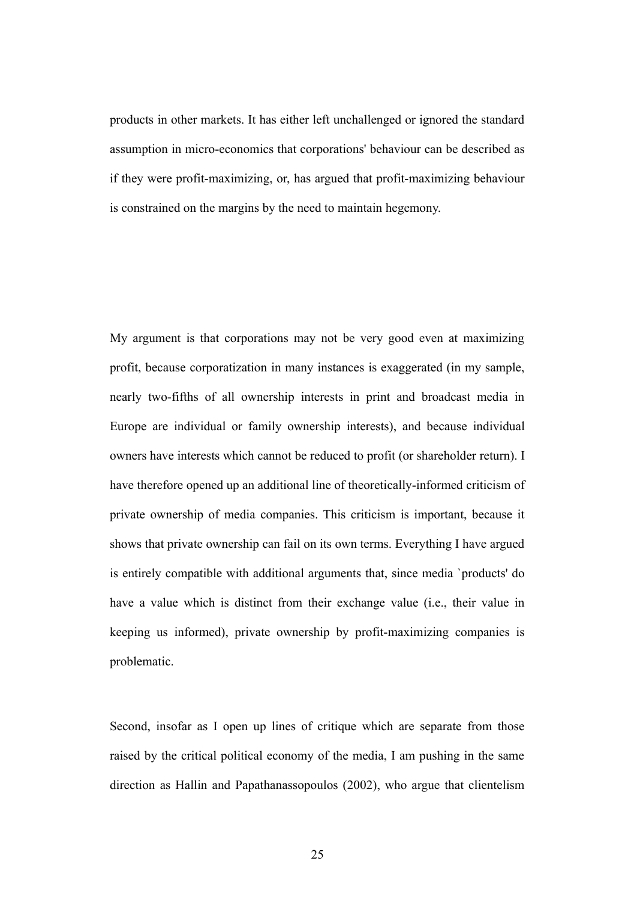products in other markets. It has either left unchallenged or ignored the standard assumption in micro-economics that corporations' behaviour can be described as if they were profit-maximizing, or, has argued that profit-maximizing behaviour is constrained on the margins by the need to maintain hegemony.

My argument is that corporations may not be very good even at maximizing profit, because corporatization in many instances is exaggerated (in my sample, nearly two-fifths of all ownership interests in print and broadcast media in Europe are individual or family ownership interests), and because individual owners have interests which cannot be reduced to profit (or shareholder return). I have therefore opened up an additional line of theoretically-informed criticism of private ownership of media companies. This criticism is important, because it shows that private ownership can fail on its own terms. Everything I have argued is entirely compatible with additional arguments that, since media `products' do have a value which is distinct from their exchange value (i.e., their value in keeping us informed), private ownership by profit-maximizing companies is problematic.

Second, insofar as I open up lines of critique which are separate from those raised by the critical political economy of the media, I am pushing in the same direction as Hallin and Papathanassopoulos (2002), who argue that clientelism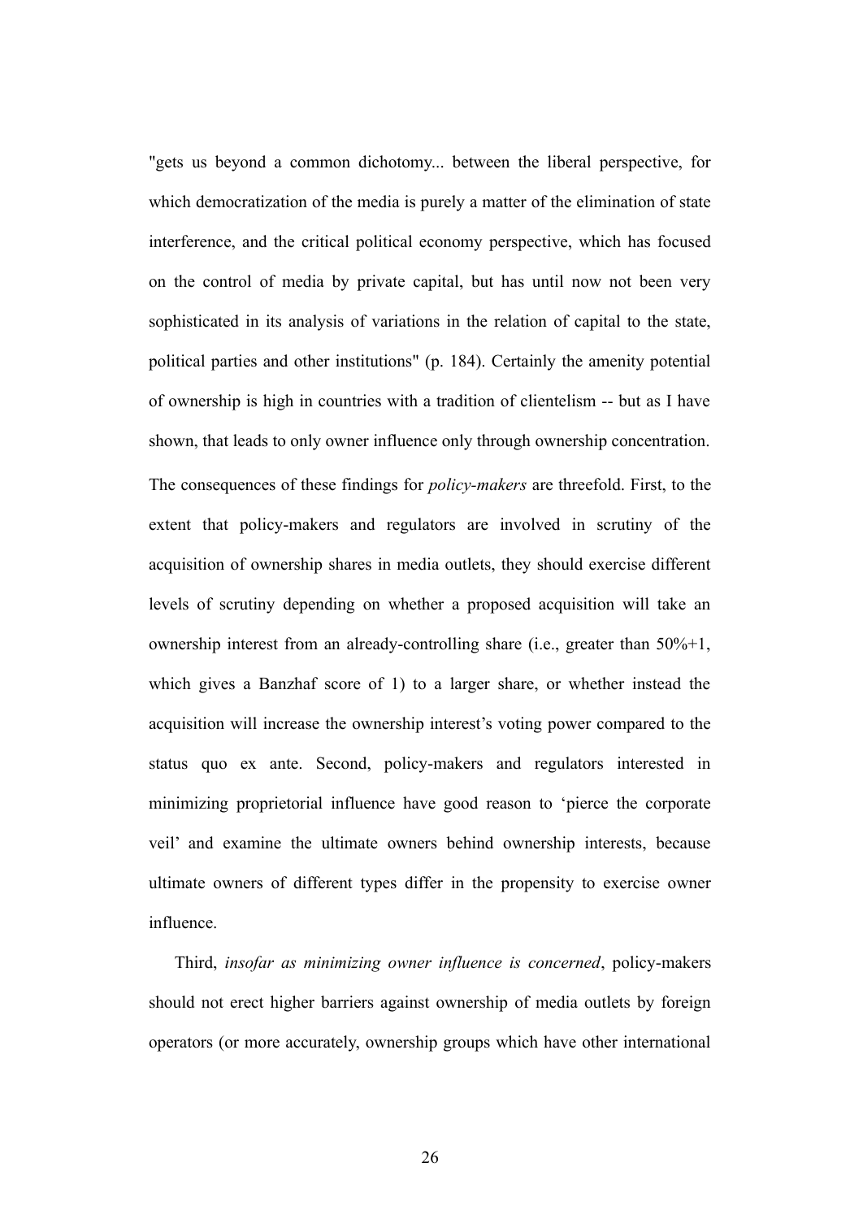"gets us beyond a common dichotomy... between the liberal perspective, for which democratization of the media is purely a matter of the elimination of state interference, and the critical political economy perspective, which has focused on the control of media by private capital, but has until now not been very sophisticated in its analysis of variations in the relation of capital to the state, political parties and other institutions" (p. 184). Certainly the amenity potential of ownership is high in countries with a tradition of clientelism -- but as I have shown, that leads to only owner influence only through ownership concentration.

The consequences of these findings for *policy-makers* are threefold. First, to the extent that policy-makers and regulators are involved in scrutiny of the acquisition of ownership shares in media outlets, they should exercise different levels of scrutiny depending on whether a proposed acquisition will take an ownership interest from an already-controlling share (i.e., greater than 50%+1, which gives a Banzhaf score of 1) to a larger share, or whether instead the acquisition will increase the ownership interest's voting power compared to the status quo ex ante. Second, policy-makers and regulators interested in minimizing proprietorial influence have good reason to 'pierce the corporate veil' and examine the ultimate owners behind ownership interests, because ultimate owners of different types differ in the propensity to exercise owner influence.

Third, *insofar as minimizing owner influence is concerned*, policy-makers should not erect higher barriers against ownership of media outlets by foreign operators (or more accurately, ownership groups which have other international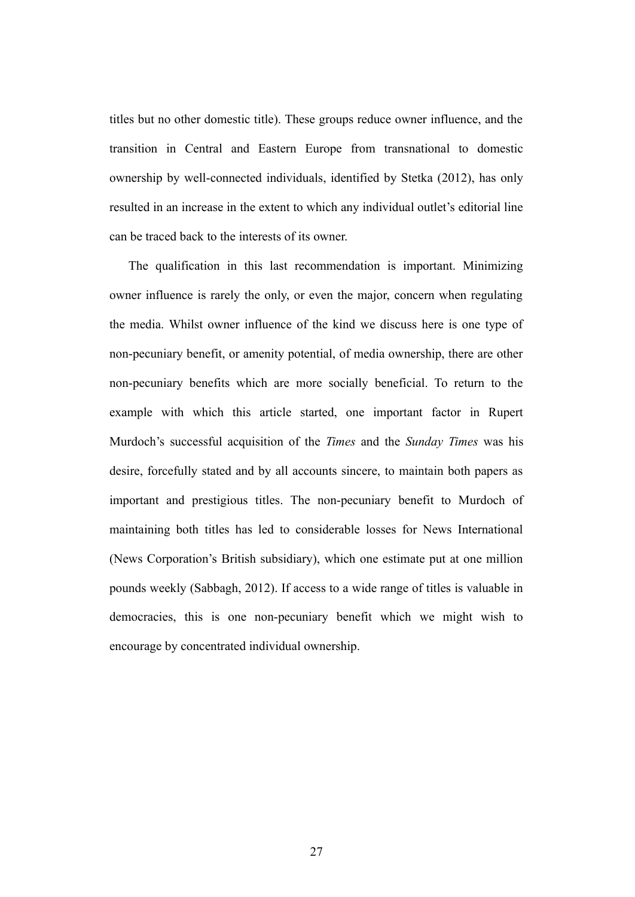titles but no other domestic title). These groups reduce owner influence, and the transition in Central and Eastern Europe from transnational to domestic ownership by well-connected individuals, identified by Stetka (2012), has only resulted in an increase in the extent to which any individual outlet's editorial line can be traced back to the interests of its owner.

The qualification in this last recommendation is important. Minimizing owner influence is rarely the only, or even the major, concern when regulating the media. Whilst owner influence of the kind we discuss here is one type of non-pecuniary benefit, or amenity potential, of media ownership, there are other non-pecuniary benefits which are more socially beneficial. To return to the example with which this article started, one important factor in Rupert Murdoch's successful acquisition of the *Times* and the *Sunday Times* was his desire, forcefully stated and by all accounts sincere, to maintain both papers as important and prestigious titles. The non-pecuniary benefit to Murdoch of maintaining both titles has led to considerable losses for News International (News Corporation's British subsidiary), which one estimate put at one million pounds weekly (Sabbagh, 2012). If access to a wide range of titles is valuable in democracies, this is one non-pecuniary benefit which we might wish to encourage by concentrated individual ownership.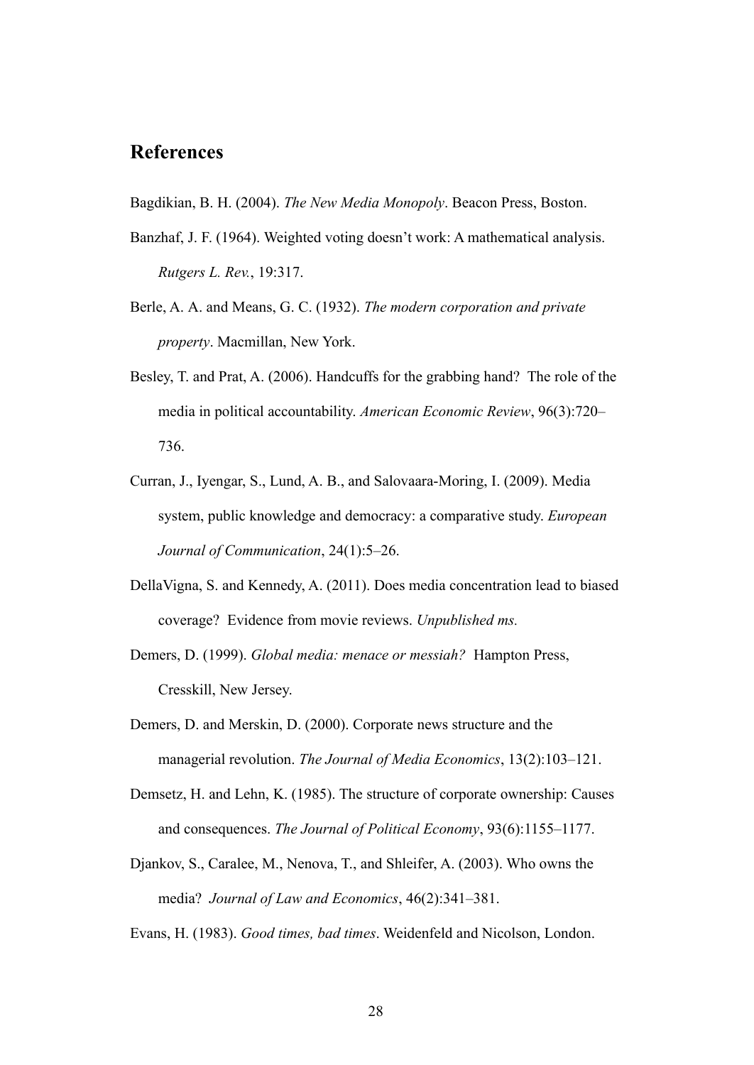## References

Bagdikian, B. H. (2004). *The New Media Monopoly*. Beacon Press, Boston.

Banzhaf, J. F. (1964). Weighted voting doesn't work: A mathematical analysis. *Rutgers L. Rev.*, 19:317.

Berle, A. A. and Means, G. C. (1932). *The modern corporation and private property*. Macmillan, New York.

Besley, T. and Prat, A. (2006). Handcuffs for the grabbing hand? The role of the media in political accountability. *American Economic Review*, 96(3):720–736.

Curran, J., Iyengar, S., Lund, A. B., and Salovaara-Moring, I. (2009). Media system, public knowledge and democracy: a comparative study. *European Journal of Communication*, 24(1):5–26.

DellaVigna, S. and Kennedy, A. (2011). Does media concentration lead to biased coverage? Evidence from movie reviews. *Unpublished ms.*

Demers, D. (1999). *Global media: menace or messiah?* Hampton Press, Cresskill, New Jersey.

Demers, D. and Merskin, D. (2000). Corporate news structure and the managerial revolution. *The Journal of Media Economics*, 13(2):103–121.

Demsetz, H. and Lehn, K. (1985). The structure of corporate ownership: Causes and consequences. *The Journal of Political Economy*, 93(6):1155–1177.

Djankov, S., Caralee, M., Nenova, T., and Shleifer, A. (2003). Who owns the media? *Journal of Law and Economics*, 46(2):341–381.

Evans, H. (1983). *Good times, bad times*. Weidenfeld and Nicolson, London.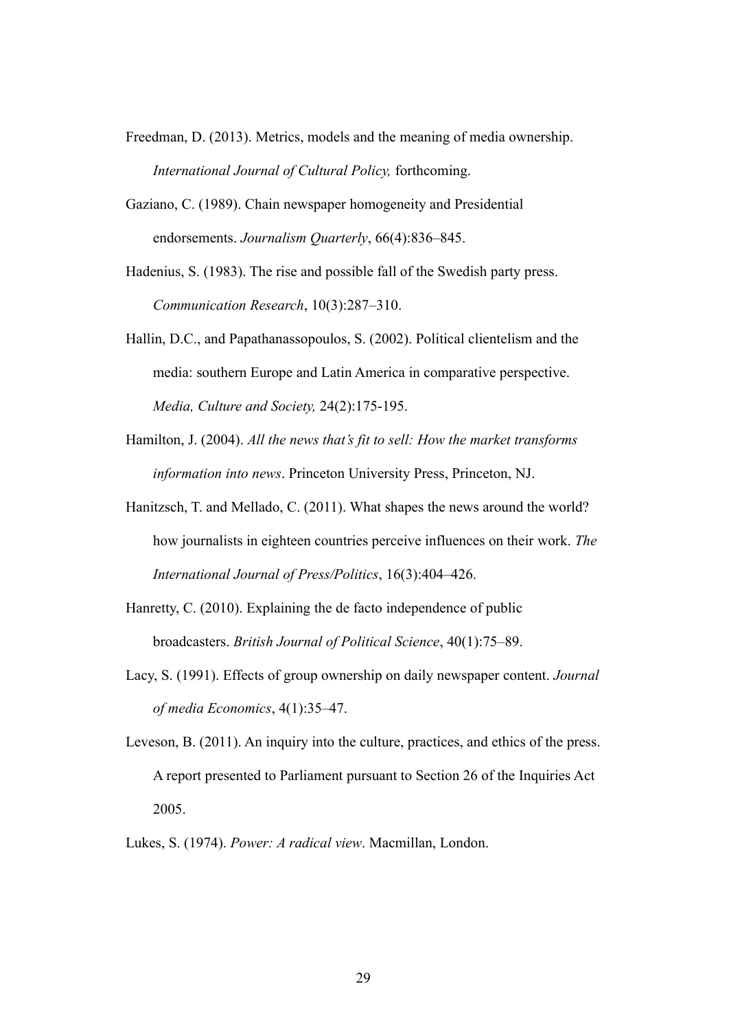Freedman, D. (2013). Metrics, models and the meaning of media ownership. *International Journal of Cultural Policy,* forthcoming.

Gaziano, C. (1989). Chain newspaper homogeneity and Presidential endorsements. *Journalism Quarterly*, 66(4):836–845.

Hadenius, S. (1983). The rise and possible fall of the Swedish party press. *Communication Research*, 10(3):287–310.

Hallin, D.C., and Papathanassopoulos, S. (2002). Political clientelism and the media: southern Europe and Latin America in comparative perspective. *Media, Culture and Society,* 24(2):175-195.

Hamilton, J. (2004). *All the news that's fit to sell: How the market transforms information into news*. Princeton University Press, Princeton, NJ.

Hanitzsch, T. and Mellado, C. (2011). What shapes the news around the world? how journalists in eighteen countries perceive influences on their work. *The International Journal of Press/Politics*, 16(3):404–426.

Hanretty, C. (2010). Explaining the de facto independence of public broadcasters. *British Journal of Political Science*, 40(1):75–89.

Lacy, S. (1991). Effects of group ownership on daily newspaper content. *Journal of media Economics*, 4(1):35–47.

Leveson, B. (2011). An inquiry into the culture, practices, and ethics of the press. A report presented to Parliament pursuant to Section 26 of the Inquiries Act 2005.

Lukes, S. (1974). *Power: A radical view*. Macmillan, London.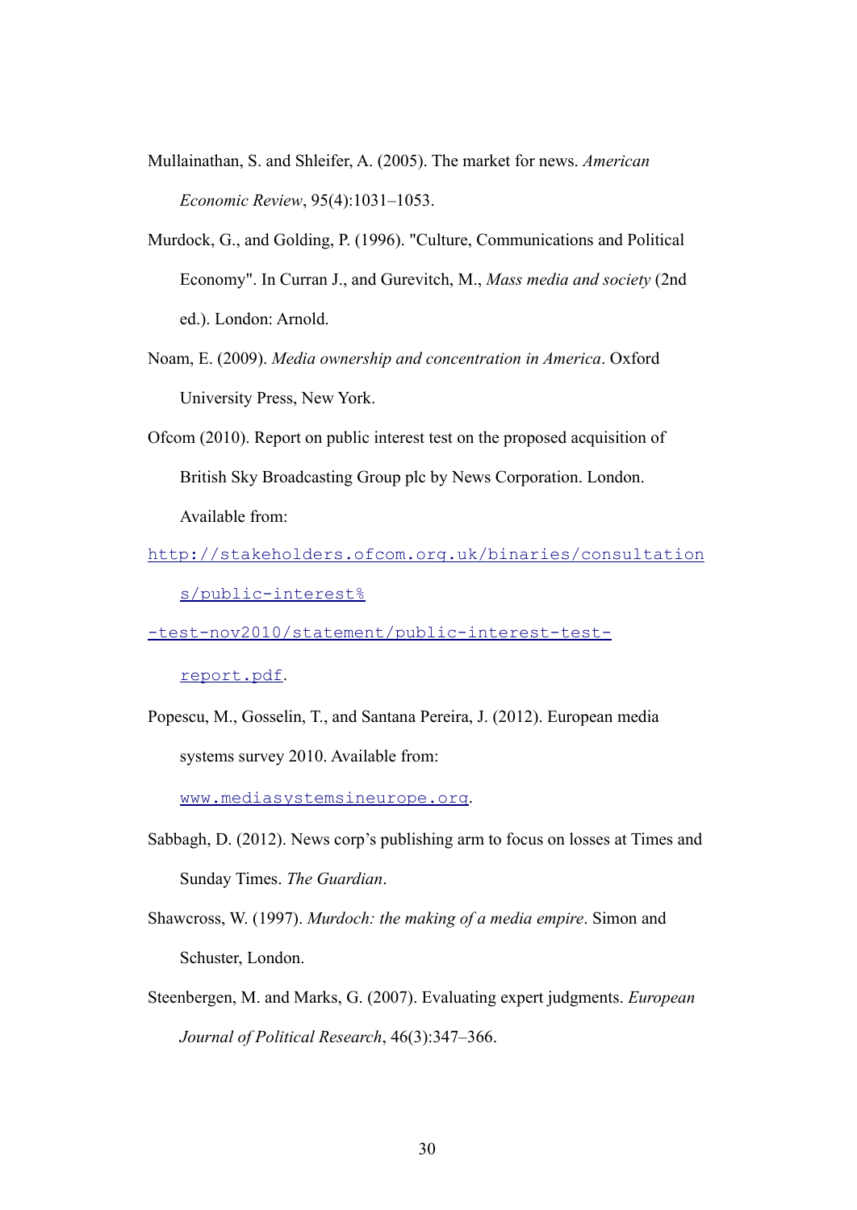Mullainathan, S. and Shleifer, A. (2005). The market for news. *American Economic Review*, 95(4):1031–1053.

Murdock, G., and Golding, P. (1996). "Culture, Communications and Political Economy". In Curran J., and Gurevitch, M., *Mass media and society* (2nd ed.). London: Arnold.

Noam, E. (2009). *Media ownership and concentration in America*. Oxford University Press, New York.

Ofcom (2010). Report on public interest test on the proposed acquisition of British Sky Broadcasting Group plc by News Corporation. London. Available from: http://stakeholders.ofcom.org.uk/binaries/consultations/public-interest%-test-nov2010/statement/public-interest-test-report.pdf.

Popescu, M., Gosselin, T., and Santana Pereira, J. (2012). European media systems survey 2010. Available from: www.mediasystemsineurope.org.

Sabbagh, D. (2012). News corp's publishing arm to focus on losses at Times and Sunday Times. *The Guardian*.

Shawcross, W. (1997). *Murdoch: the making of a media empire*. Simon and Schuster, London.

Steenbergen, M. and Marks, G. (2007). Evaluating expert judgments. *European Journal of Political Research*, 46(3):347–366.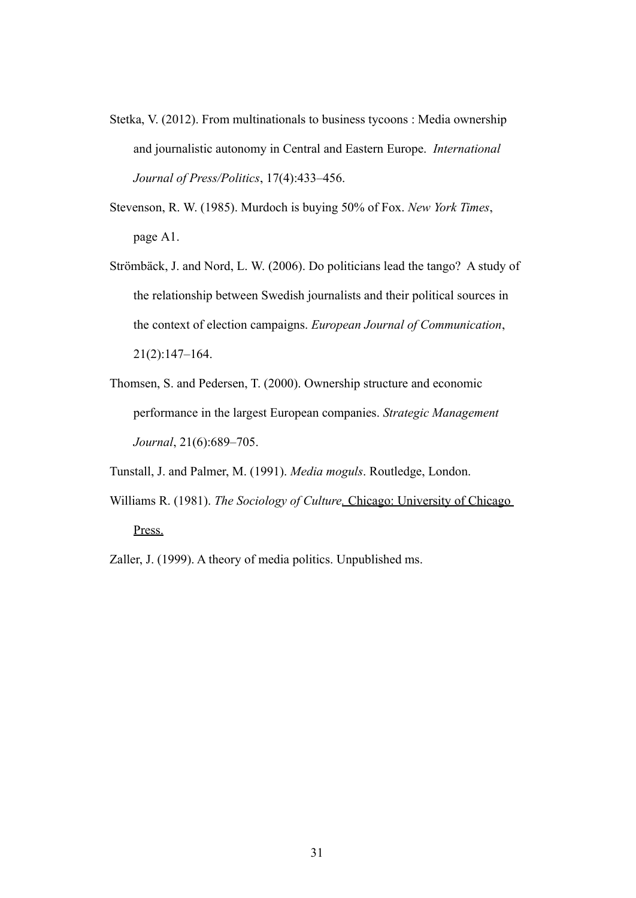Stetka, V. (2012). From multinationals to business tycoons : Media ownership and journalistic autonomy in Central and Eastern Europe. *International Journal of Press/Politics*, 17(4):433–456.

Stevenson, R. W. (1985). Murdoch is buying 50% of Fox. *New York Times*, page A1.

Strömbäck, J. and Nord, L. W. (2006). Do politicians lead the tango? A study of the relationship between Swedish journalists and their political sources in the context of election campaigns. *European Journal of Communication*, 21(2):147–164.

Thomsen, S. and Pedersen, T. (2000). Ownership structure and economic performance in the largest European companies. *Strategic Management Journal*, 21(6):689–705.

Tunstall, J. and Palmer, M. (1991). *Media moguls*. Routledge, London.

Williams R. (1981). *The Sociology of Culture*. Chicago: University of Chicago Press.

Zaller, J. (1999). A theory of media politics. Unpublished ms.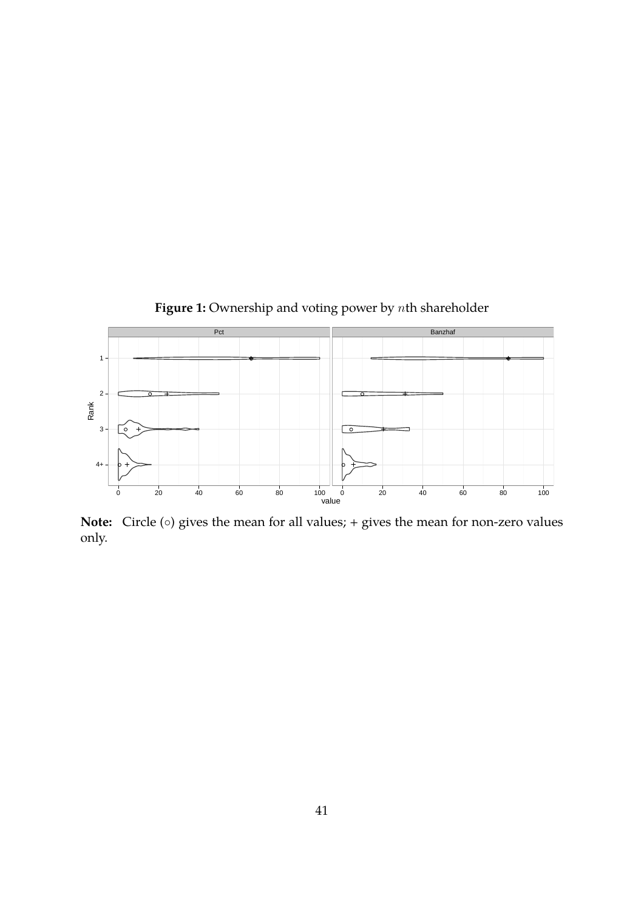**Figure 1:** Ownership and voting power by $n$th shareholder

**Note:** Circle (○) gives the mean for all values; + gives the mean for non-zero values only.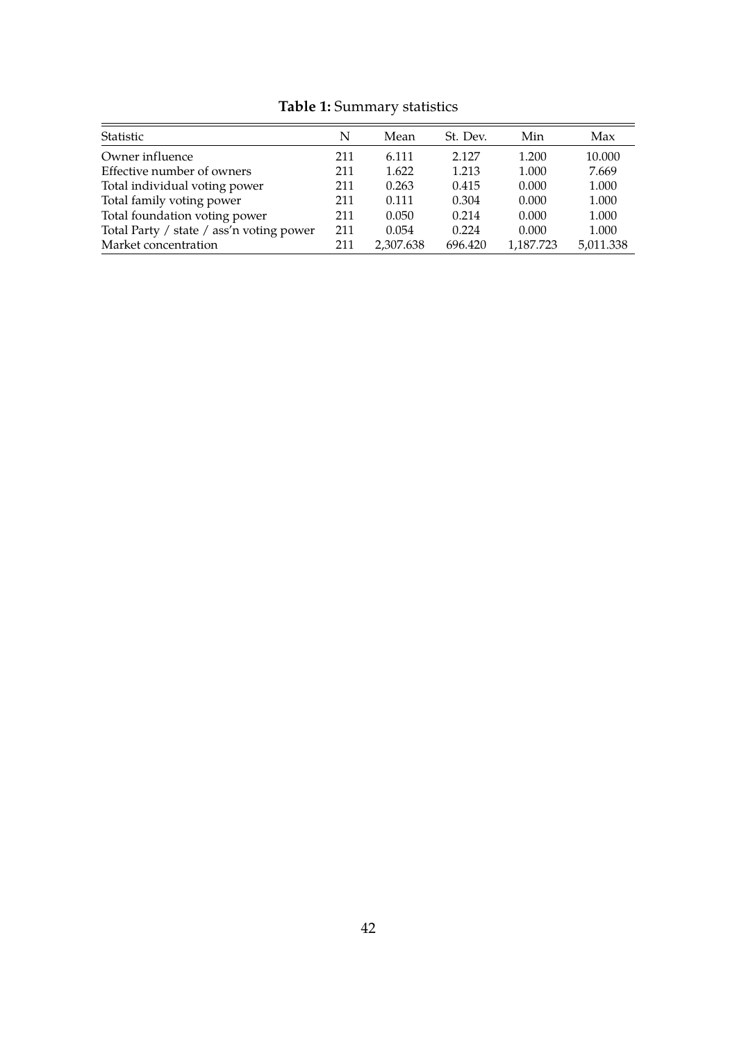**Table 1:** Summary statistics

| Statistic | N | Mean | St. Dev. | Min | Max |
|---|---|---|---|---|---|
| Owner influence | 211 | 6.111 | 2.127 | 1.200 | 10.000 |
| Effective number of owners | 211 | 1.622 | 1.213 | 1.000 | 7.669 |
| Total individual voting power | 211 | 0.263 | 0.415 | 0.000 | 1.000 |
| Total family voting power | 211 | 0.111 | 0.304 | 0.000 | 1.000 |
| Total foundation voting power | 211 | 0.050 | 0.214 | 0.000 | 1.000 |
| Total Party / state / ass'n voting power | 211 | 0.054 | 0.224 | 0.000 | 1.000 |
| Market concentration | 211 | 2,307.638 | 696.420 | 1,187.723 | 5,011.338 |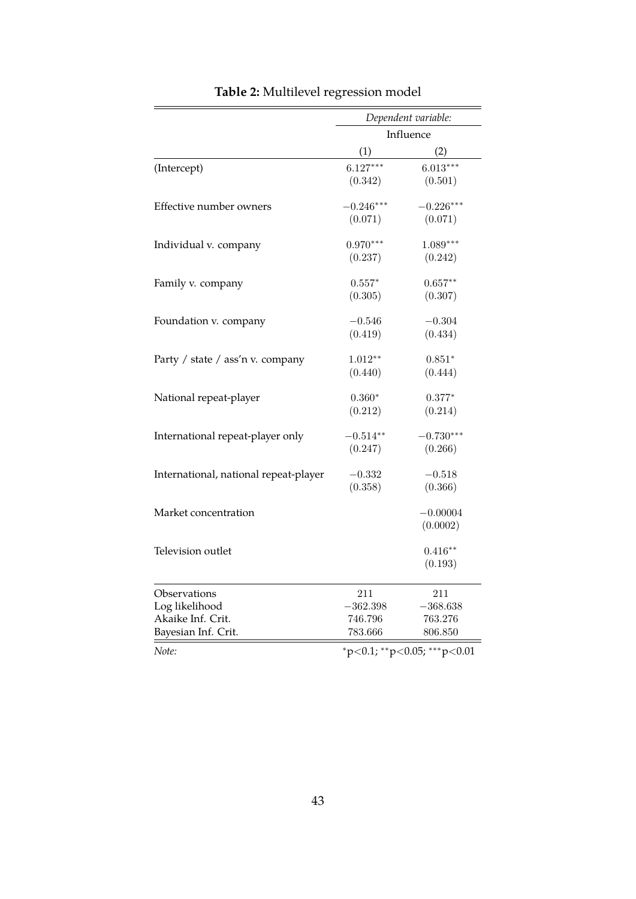**Table 2:** Multilevel regression model

| | *Dependent variable:* | |
|---|---|---|
| | Influence | |
| | (1) | (2) |
| (Intercept) | $6.127^{***}$ | $6.013^{***}$ |
| | (0.342) | (0.501) |
| Effective number owners | $-0.246^{***}$ | $-0.226^{***}$ |
| | (0.071) | (0.071) |
| Individual v. company | $0.970^{***}$ | $1.089^{***}$ |
| | (0.237) | (0.242) |
| Family v. company | $0.557^{*}$ | $0.657^{**}$ |
| | (0.305) | (0.307) |
| Foundation v. company | $-0.546$ | $-0.304$ |
| | (0.419) | (0.434) |
| Party / state / ass'n v. company | $1.012^{**}$ | $0.851^{*}$ |
| | (0.440) | (0.444) |
| National repeat-player | $0.360^{*}$ | $0.377^{*}$ |
| | (0.212) | (0.214) |
| International repeat-player only | $-0.514^{**}$ | $-0.730^{***}$ |
| | (0.247) | (0.266) |
| International, national repeat-player | $-0.332$ | $-0.518$ |
| | (0.358) | (0.366) |
| Market concentration | | $-0.00004$ |
| | | (0.0002) |
| Television outlet | | $0.416^{**}$ |
| | | (0.193) |
| Observations | 211 | 211 |
| Log likelihood | $-362.398$ | $-368.638$ |
| Akaike Inf. Crit. | 746.796 | 763.276 |
| Bayesian Inf. Crit. | 783.666 | 806.850 |
| *Note:* | $^{*}$p<0.1; $^{**}$p<0.05; $^{***}$p<0.01 | |